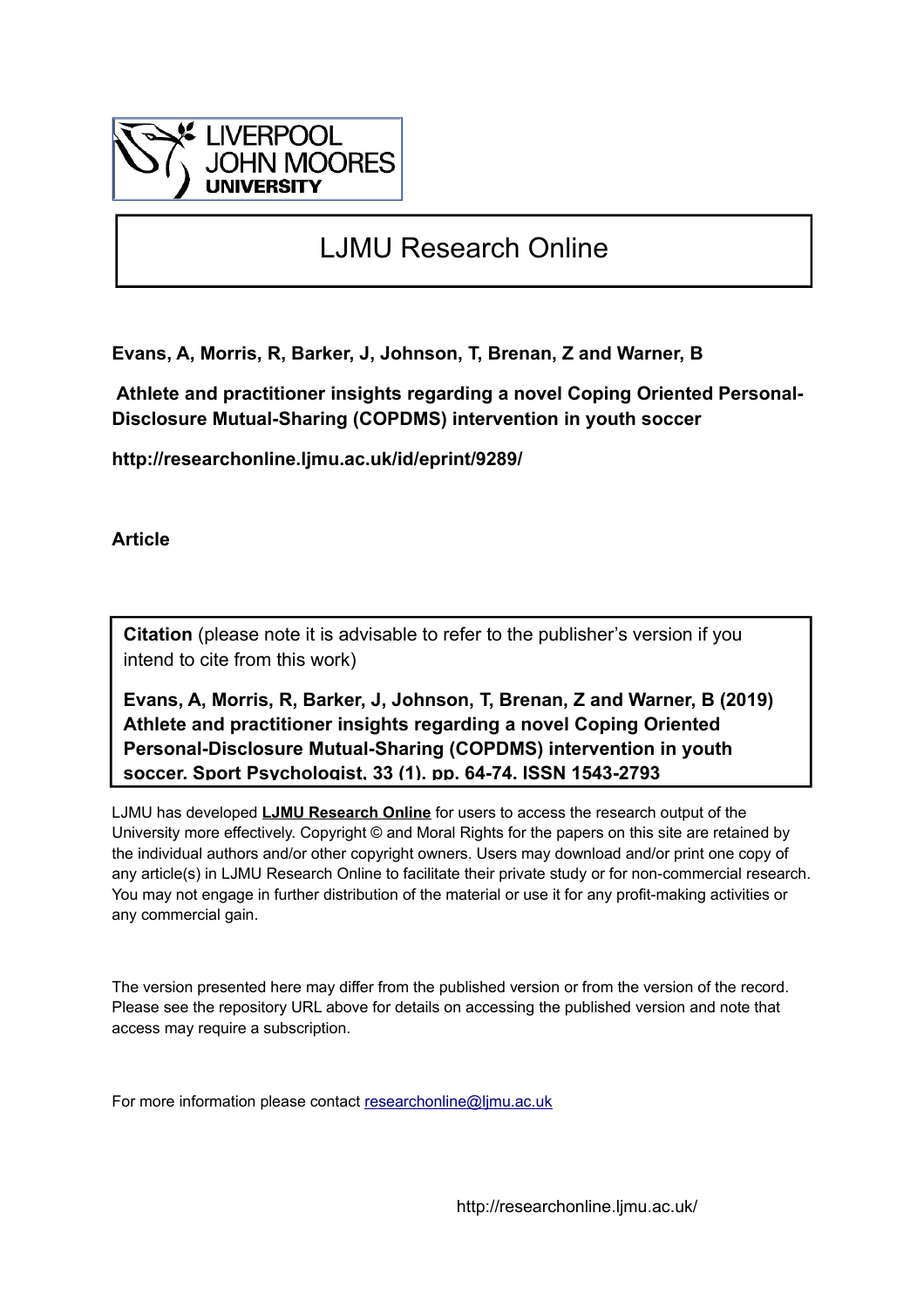LIVERPOOL JOHN MOORES UNIVERSITY

# LJMU Research Online

**Evans, A, Morris, R, Barker, J, Johnson, T, Brenan, Z and Warner, B**

**Athlete and practitioner insights regarding a novel Coping Oriented Personal-Disclosure Mutual-Sharing (COPDMS) intervention in youth soccer**

**http://researchonline.ljmu.ac.uk/id/eprint/9289/**

**Article**

**Citation** (please note it is advisable to refer to the publisher's version if you intend to cite from this work)

**Evans, A, Morris, R, Barker, J, Johnson, T, Brenan, Z and Warner, B (2019) Athlete and practitioner insights regarding a novel Coping Oriented Personal-Disclosure Mutual-Sharing (COPDMS) intervention in youth soccer. Sport Psychologist, 33 (1). pp. 64-74. ISSN 1543-2793**

LJMU has developed **LJMU Research Online** for users to access the research output of the University more effectively. Copyright © and Moral Rights for the papers on this site are retained by the individual authors and/or other copyright owners. Users may download and/or print one copy of any article(s) in LJMU Research Online to facilitate their private study or for non-commercial research. You may not engage in further distribution of the material or use it for any profit-making activities or any commercial gain.

The version presented here may differ from the published version or from the version of the record. Please see the repository URL above for details on accessing the published version and note that access may require a subscription.

For more information please contact researchonline@ljmu.ac.uk

http://researchonline.ljmu.ac.uk/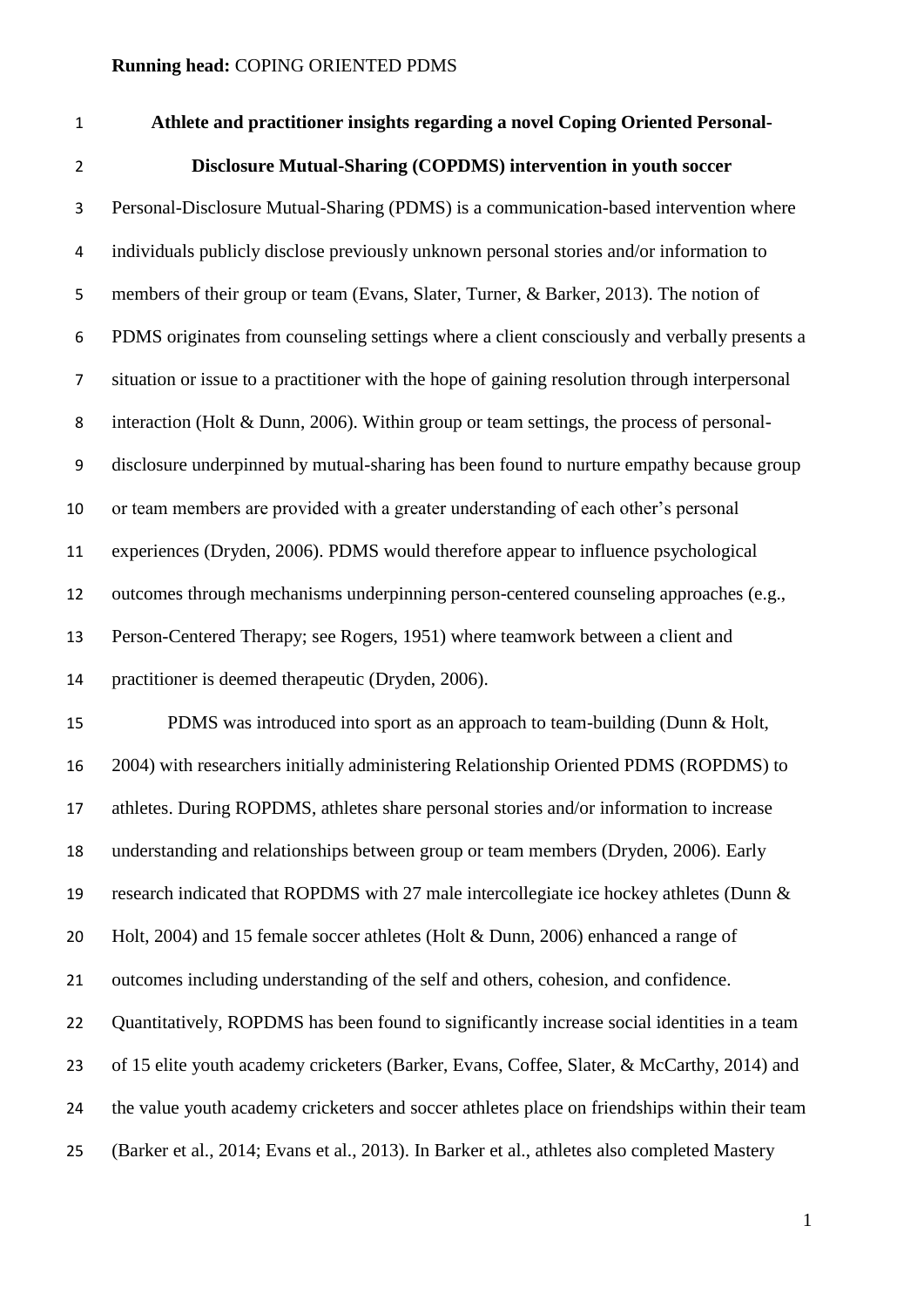# Athlete and practitioner insights regarding a novel Coping Oriented Personal-Disclosure Mutual-Sharing (COPDMS) intervention in youth soccer

Personal-Disclosure Mutual-Sharing (PDMS) is a communication-based intervention where individuals publicly disclose previously unknown personal stories and/or information to members of their group or team (Evans, Slater, Turner, & Barker, 2013). The notion of PDMS originates from counseling settings where a client consciously and verbally presents a situation or issue to a practitioner with the hope of gaining resolution through interpersonal interaction (Holt & Dunn, 2006). Within group or team settings, the process of personal-disclosure underpinned by mutual-sharing has been found to nurture empathy because group or team members are provided with a greater understanding of each other's personal experiences (Dryden, 2006). PDMS would therefore appear to influence psychological outcomes through mechanisms underpinning person-centered counseling approaches (e.g., Person-Centered Therapy; see Rogers, 1951) where teamwork between a client and practitioner is deemed therapeutic (Dryden, 2006).

PDMS was introduced into sport as an approach to team-building (Dunn & Holt, 2004) with researchers initially administering Relationship Oriented PDMS (ROPDMS) to athletes. During ROPDMS, athletes share personal stories and/or information to increase understanding and relationships between group or team members (Dryden, 2006). Early research indicated that ROPDMS with 27 male intercollegiate ice hockey athletes (Dunn & Holt, 2004) and 15 female soccer athletes (Holt & Dunn, 2006) enhanced a range of outcomes including understanding of the self and others, cohesion, and confidence. Quantitatively, ROPDMS has been found to significantly increase social identities in a team of 15 elite youth academy cricketers (Barker, Evans, Coffee, Slater, & McCarthy, 2014) and the value youth academy cricketers and soccer athletes place on friendships within their team (Barker et al., 2014; Evans et al., 2013). In Barker et al., athletes also completed Mastery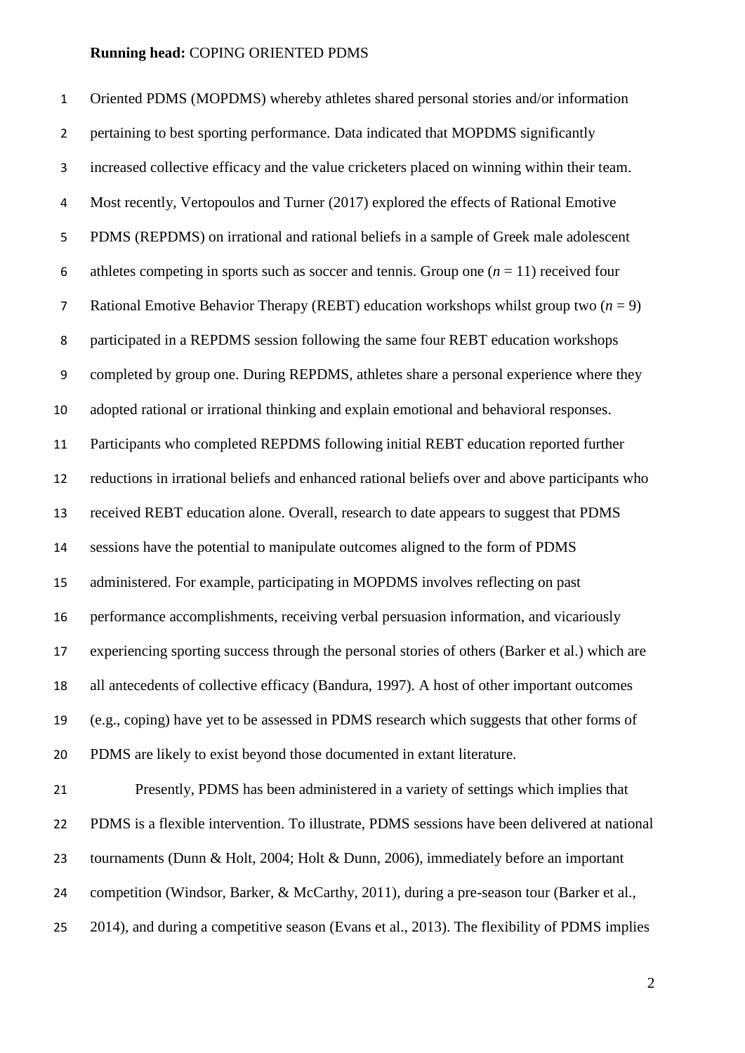Oriented PDMS (MOPDMS) whereby athletes shared personal stories and/or information pertaining to best sporting performance. Data indicated that MOPDMS significantly increased collective efficacy and the value cricketers placed on winning within their team. Most recently, Vertopoulos and Turner (2017) explored the effects of Rational Emotive PDMS (REPDMS) on irrational and rational beliefs in a sample of Greek male adolescent athletes competing in sports such as soccer and tennis. Group one ($n$ = 11) received four Rational Emotive Behavior Therapy (REBT) education workshops whilst group two ($n$ = 9) participated in a REPDMS session following the same four REBT education workshops completed by group one. During REPDMS, athletes share a personal experience where they adopted rational or irrational thinking and explain emotional and behavioral responses. Participants who completed REPDMS following initial REBT education reported further reductions in irrational beliefs and enhanced rational beliefs over and above participants who received REBT education alone. Overall, research to date appears to suggest that PDMS sessions have the potential to manipulate outcomes aligned to the form of PDMS administered. For example, participating in MOPDMS involves reflecting on past performance accomplishments, receiving verbal persuasion information, and vicariously experiencing sporting success through the personal stories of others (Barker et al.) which are all antecedents of collective efficacy (Bandura, 1997). A host of other important outcomes (e.g., coping) have yet to be assessed in PDMS research which suggests that other forms of PDMS are likely to exist beyond those documented in extant literature.

Presently, PDMS has been administered in a variety of settings which implies that PDMS is a flexible intervention. To illustrate, PDMS sessions have been delivered at national tournaments (Dunn & Holt, 2004; Holt & Dunn, 2006), immediately before an important competition (Windsor, Barker, & McCarthy, 2011), during a pre-season tour (Barker et al., 2014), and during a competitive season (Evans et al., 2013). The flexibility of PDMS implies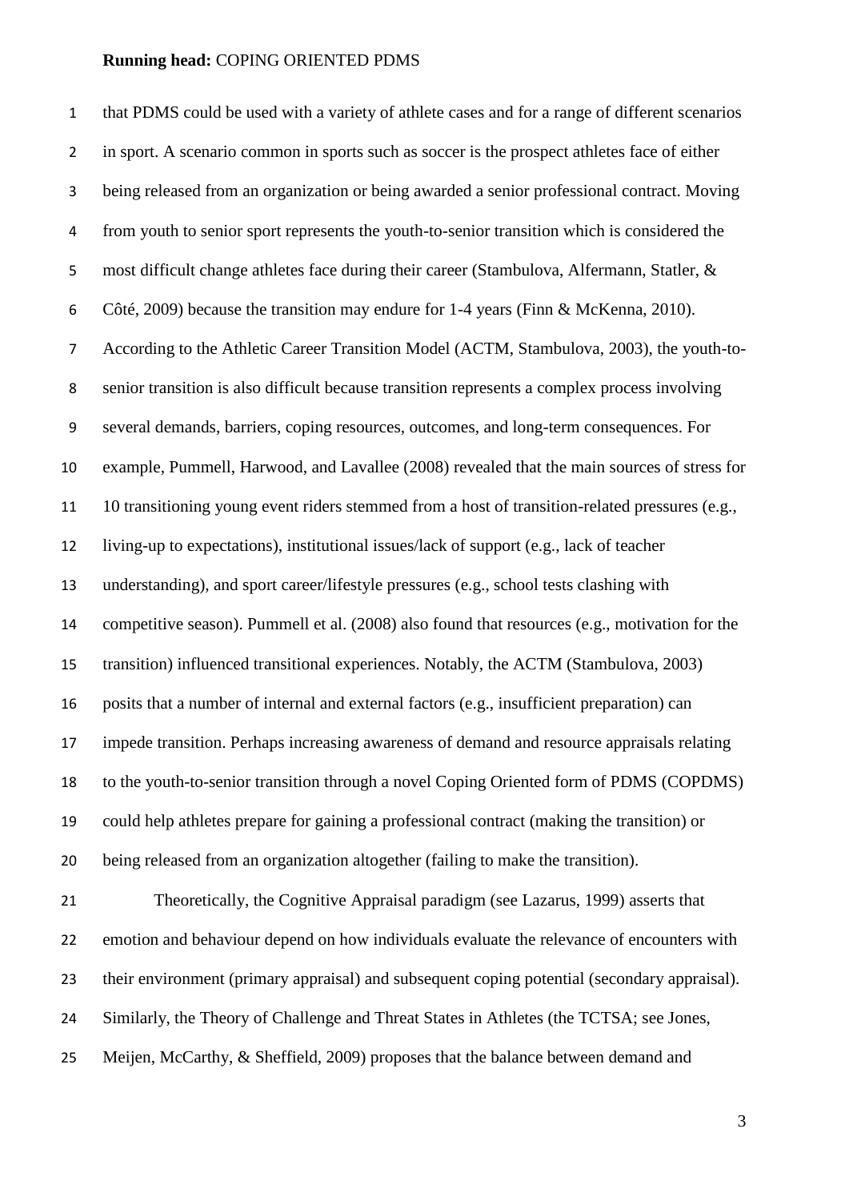that PDMS could be used with a variety of athlete cases and for a range of different scenarios in sport. A scenario common in sports such as soccer is the prospect athletes face of either being released from an organization or being awarded a senior professional contract. Moving from youth to senior sport represents the youth-to-senior transition which is considered the most difficult change athletes face during their career (Stambulova, Alfermann, Statler, & Côté, 2009) because the transition may endure for 1-4 years (Finn & McKenna, 2010). According to the Athletic Career Transition Model (ACTM, Stambulova, 2003), the youth-to-senior transition is also difficult because transition represents a complex process involving several demands, barriers, coping resources, outcomes, and long-term consequences. For example, Pummell, Harwood, and Lavallee (2008) revealed that the main sources of stress for 10 transitioning young event riders stemmed from a host of transition-related pressures (e.g., living-up to expectations), institutional issues/lack of support (e.g., lack of teacher understanding), and sport career/lifestyle pressures (e.g., school tests clashing with competitive season). Pummell et al. (2008) also found that resources (e.g., motivation for the transition) influenced transitional experiences. Notably, the ACTM (Stambulova, 2003) posits that a number of internal and external factors (e.g., insufficient preparation) can impede transition. Perhaps increasing awareness of demand and resource appraisals relating to the youth-to-senior transition through a novel Coping Oriented form of PDMS (COPDMS) could help athletes prepare for gaining a professional contract (making the transition) or being released from an organization altogether (failing to make the transition).

Theoretically, the Cognitive Appraisal paradigm (see Lazarus, 1999) asserts that emotion and behaviour depend on how individuals evaluate the relevance of encounters with their environment (primary appraisal) and subsequent coping potential (secondary appraisal). Similarly, the Theory of Challenge and Threat States in Athletes (the TCTSA; see Jones, Meijen, McCarthy, & Sheffield, 2009) proposes that the balance between demand and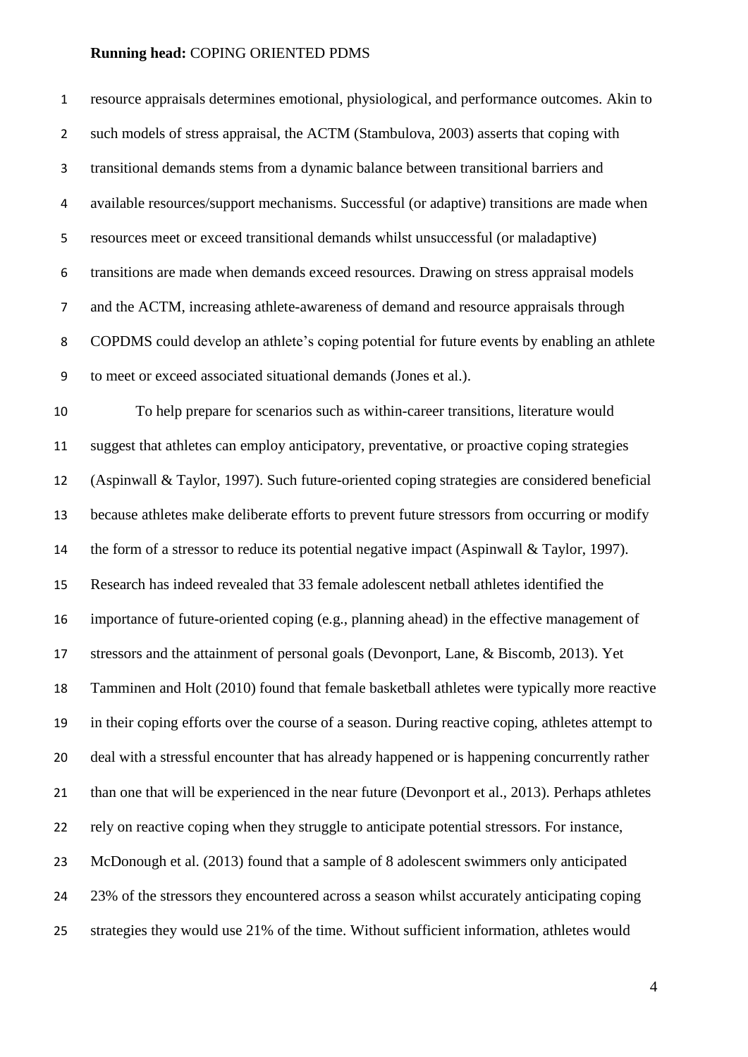resource appraisals determines emotional, physiological, and performance outcomes. Akin to such models of stress appraisal, the ACTM (Stambulova, 2003) asserts that coping with transitional demands stems from a dynamic balance between transitional barriers and available resources/support mechanisms. Successful (or adaptive) transitions are made when resources meet or exceed transitional demands whilst unsuccessful (or maladaptive) transitions are made when demands exceed resources. Drawing on stress appraisal models and the ACTM, increasing athlete-awareness of demand and resource appraisals through COPDMS could develop an athlete's coping potential for future events by enabling an athlete to meet or exceed associated situational demands (Jones et al.).

To help prepare for scenarios such as within-career transitions, literature would suggest that athletes can employ anticipatory, preventative, or proactive coping strategies (Aspinwall & Taylor, 1997). Such future-oriented coping strategies are considered beneficial because athletes make deliberate efforts to prevent future stressors from occurring or modify the form of a stressor to reduce its potential negative impact (Aspinwall & Taylor, 1997). Research has indeed revealed that 33 female adolescent netball athletes identified the importance of future-oriented coping (e.g., planning ahead) in the effective management of stressors and the attainment of personal goals (Devonport, Lane, & Biscomb, 2013). Yet Tamminen and Holt (2010) found that female basketball athletes were typically more reactive in their coping efforts over the course of a season. During reactive coping, athletes attempt to deal with a stressful encounter that has already happened or is happening concurrently rather than one that will be experienced in the near future (Devonport et al., 2013). Perhaps athletes rely on reactive coping when they struggle to anticipate potential stressors. For instance, McDonough et al. (2013) found that a sample of 8 adolescent swimmers only anticipated 23% of the stressors they encountered across a season whilst accurately anticipating coping strategies they would use 21% of the time. Without sufficient information, athletes would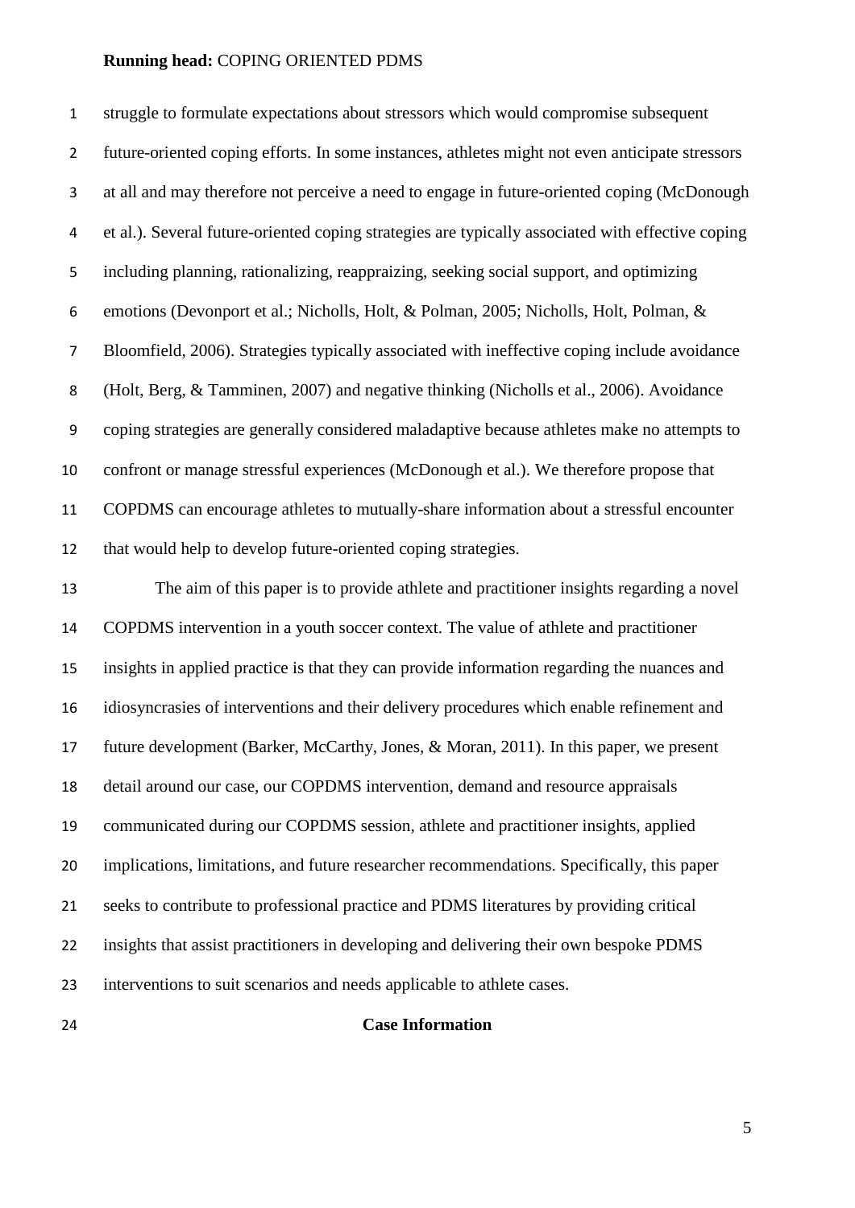struggle to formulate expectations about stressors which would compromise subsequent future-oriented coping efforts. In some instances, athletes might not even anticipate stressors at all and may therefore not perceive a need to engage in future-oriented coping (McDonough et al.). Several future-oriented coping strategies are typically associated with effective coping including planning, rationalizing, reappraizing, seeking social support, and optimizing emotions (Devonport et al.; Nicholls, Holt, & Polman, 2005; Nicholls, Holt, Polman, & Bloomfield, 2006). Strategies typically associated with ineffective coping include avoidance (Holt, Berg, & Tamminen, 2007) and negative thinking (Nicholls et al., 2006). Avoidance coping strategies are generally considered maladaptive because athletes make no attempts to confront or manage stressful experiences (McDonough et al.). We therefore propose that COPDMS can encourage athletes to mutually-share information about a stressful encounter that would help to develop future-oriented coping strategies.

The aim of this paper is to provide athlete and practitioner insights regarding a novel COPDMS intervention in a youth soccer context. The value of athlete and practitioner insights in applied practice is that they can provide information regarding the nuances and idiosyncrasies of interventions and their delivery procedures which enable refinement and future development (Barker, McCarthy, Jones, & Moran, 2011). In this paper, we present detail around our case, our COPDMS intervention, demand and resource appraisals communicated during our COPDMS session, athlete and practitioner insights, applied implications, limitations, and future researcher recommendations. Specifically, this paper seeks to contribute to professional practice and PDMS literatures by providing critical insights that assist practitioners in developing and delivering their own bespoke PDMS interventions to suit scenarios and needs applicable to athlete cases.

## Case Information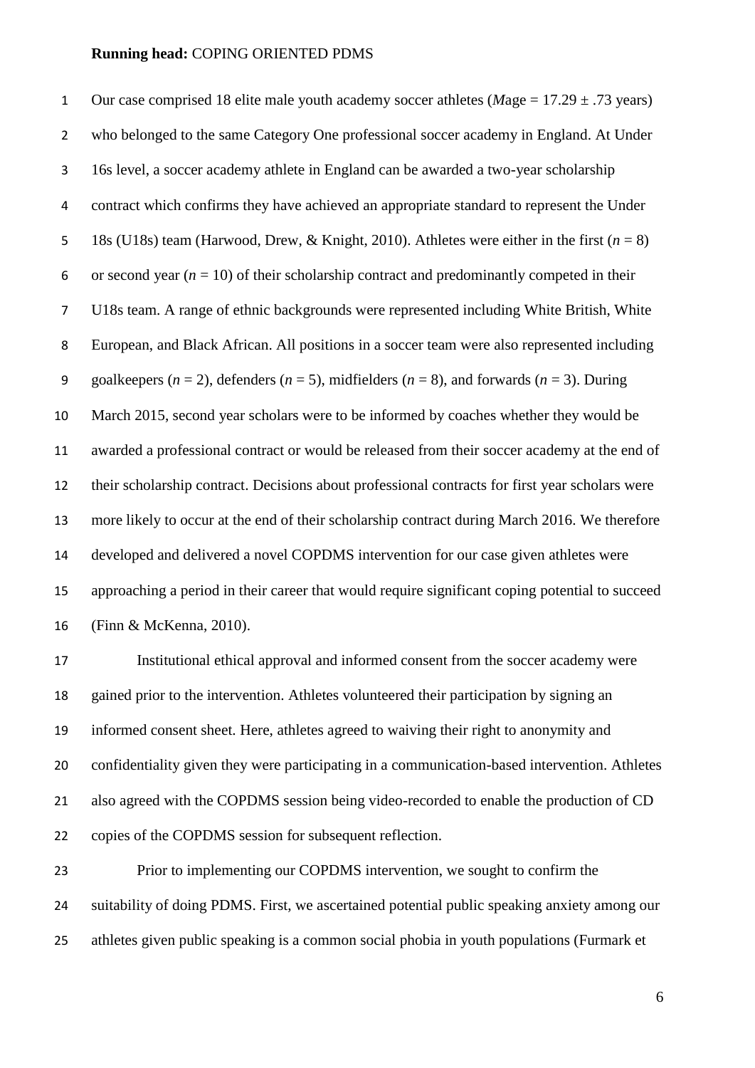Our case comprised 18 elite male youth academy soccer athletes (*M*age = 17.29 ± .73 years) who belonged to the same Category One professional soccer academy in England. At Under 16s level, a soccer academy athlete in England can be awarded a two-year scholarship contract which confirms they have achieved an appropriate standard to represent the Under 18s (U18s) team (Harwood, Drew, & Knight, 2010). Athletes were either in the first ($n$ = 8) or second year ($n$ = 10) of their scholarship contract and predominantly competed in their U18s team. A range of ethnic backgrounds were represented including White British, White European, and Black African. All positions in a soccer team were also represented including goalkeepers ($n$ = 2), defenders ($n$ = 5), midfielders ($n$ = 8), and forwards ($n$ = 3). During March 2015, second year scholars were to be informed by coaches whether they would be awarded a professional contract or would be released from their soccer academy at the end of their scholarship contract. Decisions about professional contracts for first year scholars were more likely to occur at the end of their scholarship contract during March 2016. We therefore developed and delivered a novel COPDMS intervention for our case given athletes were approaching a period in their career that would require significant coping potential to succeed (Finn & McKenna, 2010).

Institutional ethical approval and informed consent from the soccer academy were gained prior to the intervention. Athletes volunteered their participation by signing an informed consent sheet. Here, athletes agreed to waiving their right to anonymity and confidentiality given they were participating in a communication-based intervention. Athletes also agreed with the COPDMS session being video-recorded to enable the production of CD copies of the COPDMS session for subsequent reflection.

Prior to implementing our COPDMS intervention, we sought to confirm the suitability of doing PDMS. First, we ascertained potential public speaking anxiety among our athletes given public speaking is a common social phobia in youth populations (Furmark et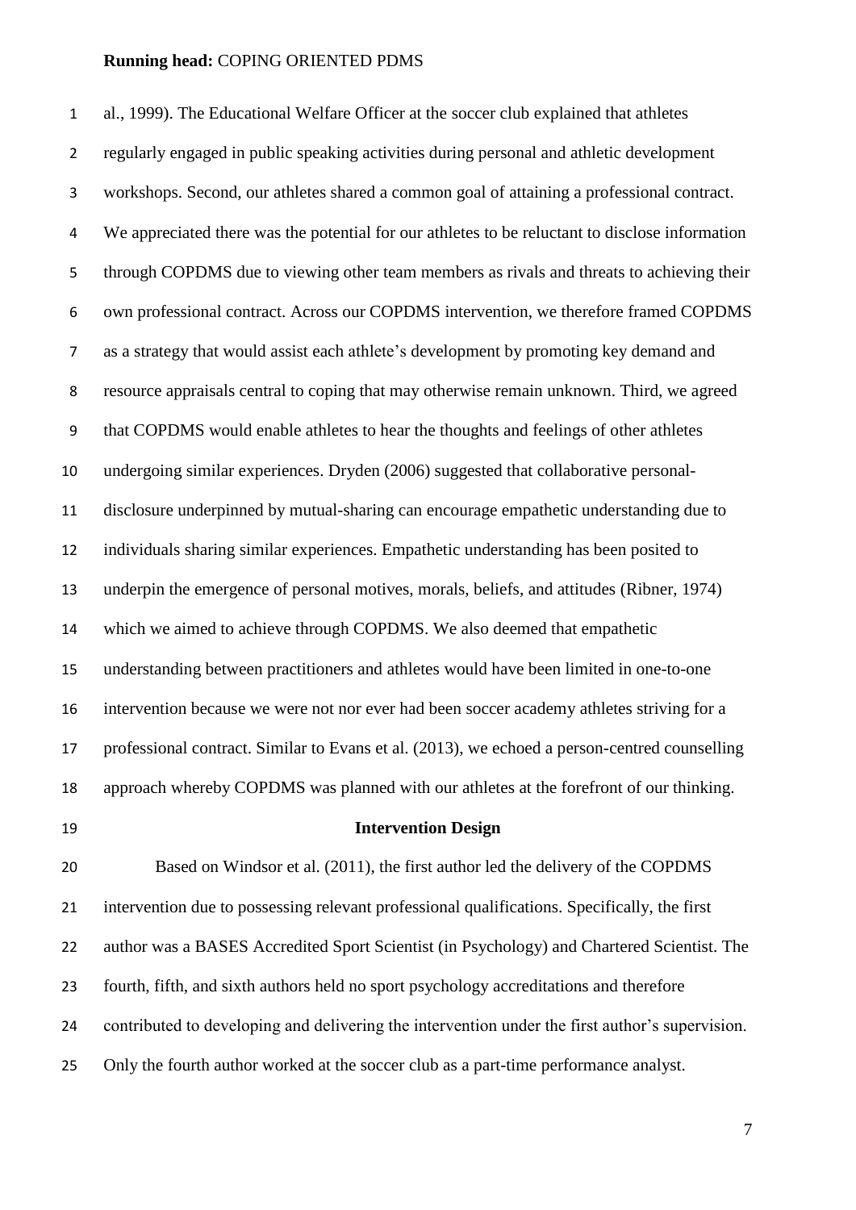al., 1999). The Educational Welfare Officer at the soccer club explained that athletes regularly engaged in public speaking activities during personal and athletic development workshops. Second, our athletes shared a common goal of attaining a professional contract. We appreciated there was the potential for our athletes to be reluctant to disclose information through COPDMS due to viewing other team members as rivals and threats to achieving their own professional contract. Across our COPDMS intervention, we therefore framed COPDMS as a strategy that would assist each athlete's development by promoting key demand and resource appraisals central to coping that may otherwise remain unknown. Third, we agreed that COPDMS would enable athletes to hear the thoughts and feelings of other athletes undergoing similar experiences. Dryden (2006) suggested that collaborative personal-disclosure underpinned by mutual-sharing can encourage empathetic understanding due to individuals sharing similar experiences. Empathetic understanding has been posited to underpin the emergence of personal motives, morals, beliefs, and attitudes (Ribner, 1974) which we aimed to achieve through COPDMS. We also deemed that empathetic understanding between practitioners and athletes would have been limited in one-to-one intervention because we were not nor ever had been soccer academy athletes striving for a professional contract. Similar to Evans et al. (2013), we echoed a person-centred counselling approach whereby COPDMS was planned with our athletes at the forefront of our thinking.

## Intervention Design

Based on Windsor et al. (2011), the first author led the delivery of the COPDMS intervention due to possessing relevant professional qualifications. Specifically, the first author was a BASES Accredited Sport Scientist (in Psychology) and Chartered Scientist. The fourth, fifth, and sixth authors held no sport psychology accreditations and therefore contributed to developing and delivering the intervention under the first author's supervision. Only the fourth author worked at the soccer club as a part-time performance analyst.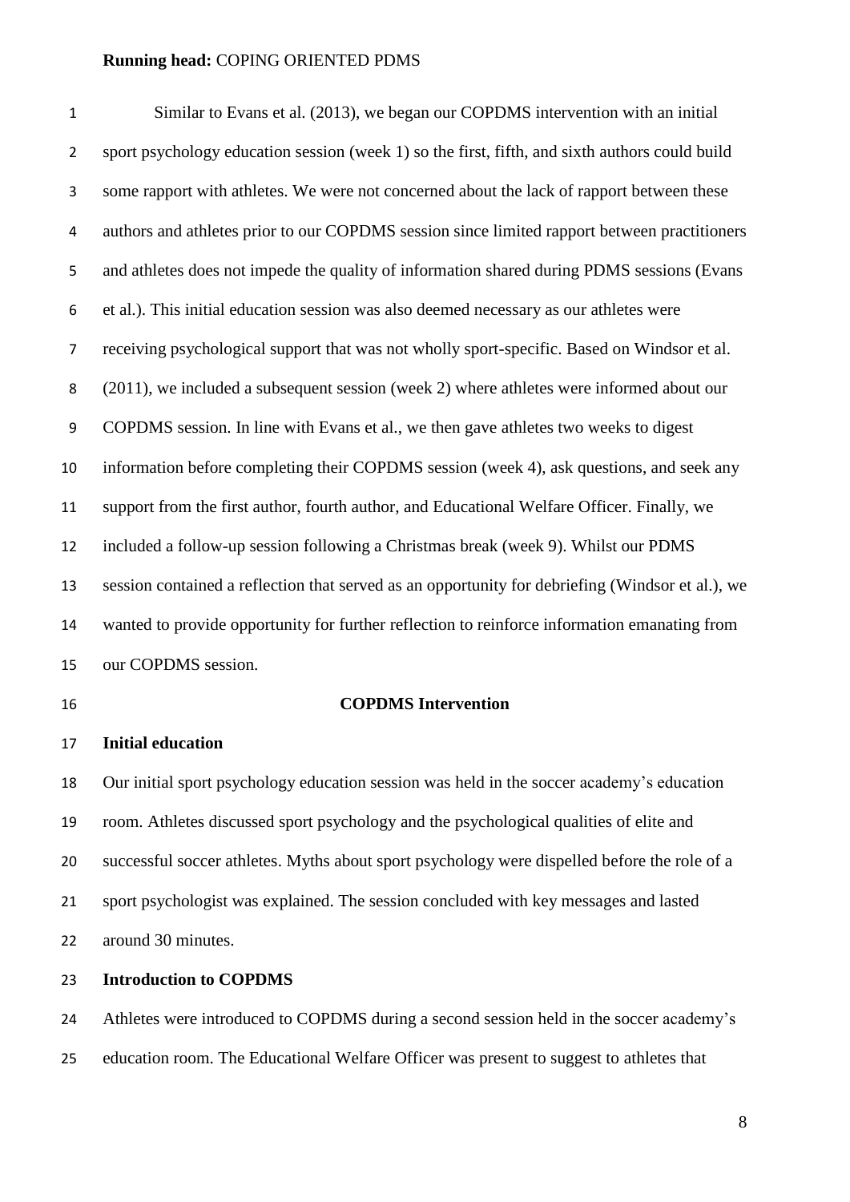Similar to Evans et al. (2013), we began our COPDMS intervention with an initial sport psychology education session (week 1) so the first, fifth, and sixth authors could build some rapport with athletes. We were not concerned about the lack of rapport between these authors and athletes prior to our COPDMS session since limited rapport between practitioners and athletes does not impede the quality of information shared during PDMS sessions (Evans et al.). This initial education session was also deemed necessary as our athletes were receiving psychological support that was not wholly sport-specific. Based on Windsor et al. (2011), we included a subsequent session (week 2) where athletes were informed about our COPDMS session. In line with Evans et al., we then gave athletes two weeks to digest information before completing their COPDMS session (week 4), ask questions, and seek any support from the first author, fourth author, and Educational Welfare Officer. Finally, we included a follow-up session following a Christmas break (week 9). Whilst our PDMS session contained a reflection that served as an opportunity for debriefing (Windsor et al.), we wanted to provide opportunity for further reflection to reinforce information emanating from our COPDMS session.

## COPDMS Intervention

### Initial education

Our initial sport psychology education session was held in the soccer academy's education room. Athletes discussed sport psychology and the psychological qualities of elite and successful soccer athletes. Myths about sport psychology were dispelled before the role of a sport psychologist was explained. The session concluded with key messages and lasted around 30 minutes.

### Introduction to COPDMS

Athletes were introduced to COPDMS during a second session held in the soccer academy's education room. The Educational Welfare Officer was present to suggest to athletes that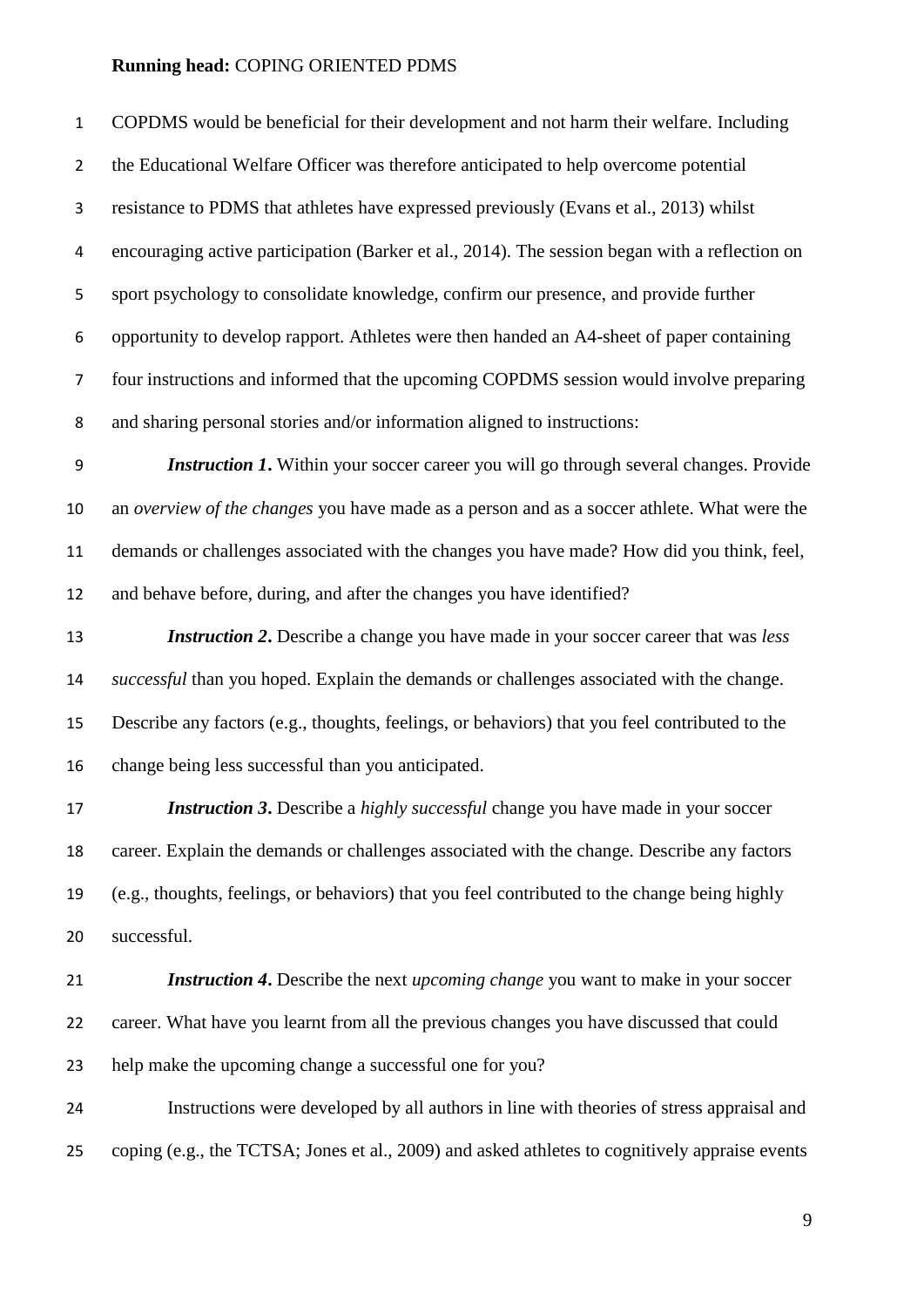COPDMS would be beneficial for their development and not harm their welfare. Including the Educational Welfare Officer was therefore anticipated to help overcome potential resistance to PDMS that athletes have expressed previously (Evans et al., 2013) whilst encouraging active participation (Barker et al., 2014). The session began with a reflection on sport psychology to consolidate knowledge, confirm our presence, and provide further opportunity to develop rapport. Athletes were then handed an A4-sheet of paper containing four instructions and informed that the upcoming COPDMS session would involve preparing and sharing personal stories and/or information aligned to instructions:

***Instruction 1*.** Within your soccer career you will go through several changes. Provide an *overview of the changes* you have made as a person and as a soccer athlete. What were the demands or challenges associated with the changes you have made? How did you think, feel, and behave before, during, and after the changes you have identified?

***Instruction 2*.** Describe a change you have made in your soccer career that was *less successful* than you hoped. Explain the demands or challenges associated with the change. Describe any factors (e.g., thoughts, feelings, or behaviors) that you feel contributed to the change being less successful than you anticipated.

***Instruction 3*.** Describe a *highly successful* change you have made in your soccer career. Explain the demands or challenges associated with the change. Describe any factors (e.g., thoughts, feelings, or behaviors) that you feel contributed to the change being highly successful.

***Instruction 4*.** Describe the next *upcoming change* you want to make in your soccer career. What have you learnt from all the previous changes you have discussed that could help make the upcoming change a successful one for you?

Instructions were developed by all authors in line with theories of stress appraisal and coping (e.g., the TCTSA; Jones et al., 2009) and asked athletes to cognitively appraise events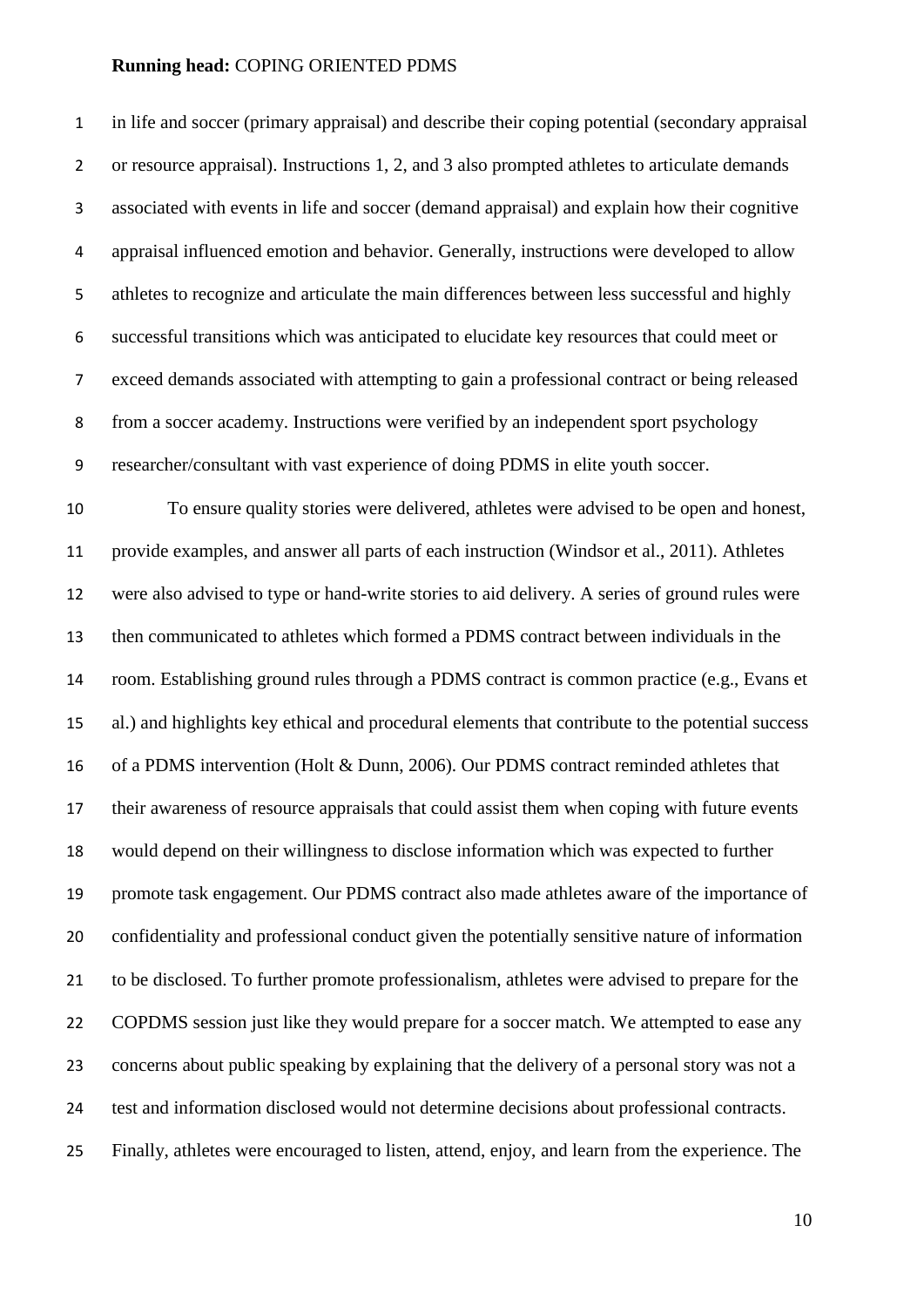in life and soccer (primary appraisal) and describe their coping potential (secondary appraisal or resource appraisal). Instructions 1, 2, and 3 also prompted athletes to articulate demands associated with events in life and soccer (demand appraisal) and explain how their cognitive appraisal influenced emotion and behavior. Generally, instructions were developed to allow athletes to recognize and articulate the main differences between less successful and highly successful transitions which was anticipated to elucidate key resources that could meet or exceed demands associated with attempting to gain a professional contract or being released from a soccer academy. Instructions were verified by an independent sport psychology researcher/consultant with vast experience of doing PDMS in elite youth soccer.

To ensure quality stories were delivered, athletes were advised to be open and honest, provide examples, and answer all parts of each instruction (Windsor et al., 2011). Athletes were also advised to type or hand-write stories to aid delivery. A series of ground rules were then communicated to athletes which formed a PDMS contract between individuals in the room. Establishing ground rules through a PDMS contract is common practice (e.g., Evans et al.) and highlights key ethical and procedural elements that contribute to the potential success of a PDMS intervention (Holt & Dunn, 2006). Our PDMS contract reminded athletes that their awareness of resource appraisals that could assist them when coping with future events would depend on their willingness to disclose information which was expected to further promote task engagement. Our PDMS contract also made athletes aware of the importance of confidentiality and professional conduct given the potentially sensitive nature of information to be disclosed. To further promote professionalism, athletes were advised to prepare for the COPDMS session just like they would prepare for a soccer match. We attempted to ease any concerns about public speaking by explaining that the delivery of a personal story was not a test and information disclosed would not determine decisions about professional contracts. Finally, athletes were encouraged to listen, attend, enjoy, and learn from the experience. The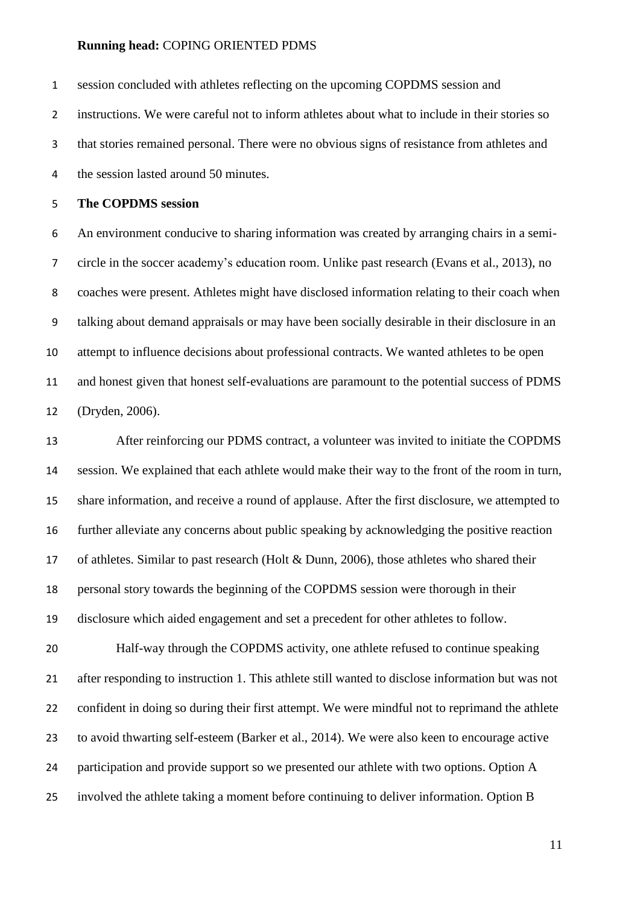session concluded with athletes reflecting on the upcoming COPDMS session and instructions. We were careful not to inform athletes about what to include in their stories so that stories remained personal. There were no obvious signs of resistance from athletes and the session lasted around 50 minutes.

**The COPDMS session**

An environment conducive to sharing information was created by arranging chairs in a semi-circle in the soccer academy's education room. Unlike past research (Evans et al., 2013), no coaches were present. Athletes might have disclosed information relating to their coach when talking about demand appraisals or may have been socially desirable in their disclosure in an attempt to influence decisions about professional contracts. We wanted athletes to be open and honest given that honest self-evaluations are paramount to the potential success of PDMS (Dryden, 2006).

After reinforcing our PDMS contract, a volunteer was invited to initiate the COPDMS session. We explained that each athlete would make their way to the front of the room in turn, share information, and receive a round of applause. After the first disclosure, we attempted to further alleviate any concerns about public speaking by acknowledging the positive reaction of athletes. Similar to past research (Holt & Dunn, 2006), those athletes who shared their personal story towards the beginning of the COPDMS session were thorough in their disclosure which aided engagement and set a precedent for other athletes to follow.

Half-way through the COPDMS activity, one athlete refused to continue speaking after responding to instruction 1. This athlete still wanted to disclose information but was not confident in doing so during their first attempt. We were mindful not to reprimand the athlete to avoid thwarting self-esteem (Barker et al., 2014). We were also keen to encourage active participation and provide support so we presented our athlete with two options. Option A involved the athlete taking a moment before continuing to deliver information. Option B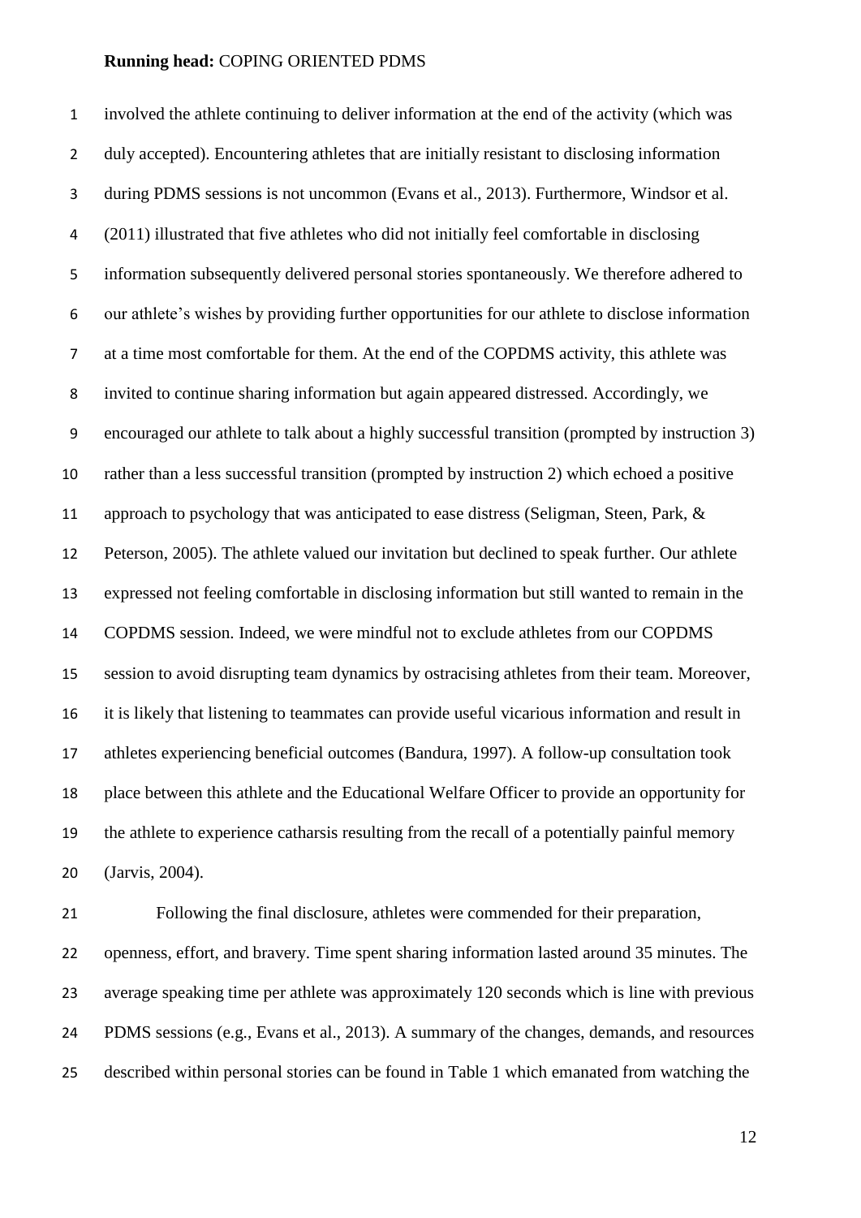involved the athlete continuing to deliver information at the end of the activity (which was duly accepted). Encountering athletes that are initially resistant to disclosing information during PDMS sessions is not uncommon (Evans et al., 2013). Furthermore, Windsor et al. (2011) illustrated that five athletes who did not initially feel comfortable in disclosing information subsequently delivered personal stories spontaneously. We therefore adhered to our athlete's wishes by providing further opportunities for our athlete to disclose information at a time most comfortable for them. At the end of the COPDMS activity, this athlete was invited to continue sharing information but again appeared distressed. Accordingly, we encouraged our athlete to talk about a highly successful transition (prompted by instruction 3) rather than a less successful transition (prompted by instruction 2) which echoed a positive approach to psychology that was anticipated to ease distress (Seligman, Steen, Park, & Peterson, 2005). The athlete valued our invitation but declined to speak further. Our athlete expressed not feeling comfortable in disclosing information but still wanted to remain in the COPDMS session. Indeed, we were mindful not to exclude athletes from our COPDMS session to avoid disrupting team dynamics by ostracising athletes from their team. Moreover, it is likely that listening to teammates can provide useful vicarious information and result in athletes experiencing beneficial outcomes (Bandura, 1997). A follow-up consultation took place between this athlete and the Educational Welfare Officer to provide an opportunity for the athlete to experience catharsis resulting from the recall of a potentially painful memory (Jarvis, 2004).

Following the final disclosure, athletes were commended for their preparation, openness, effort, and bravery. Time spent sharing information lasted around 35 minutes. The average speaking time per athlete was approximately 120 seconds which is line with previous PDMS sessions (e.g., Evans et al., 2013). A summary of the changes, demands, and resources described within personal stories can be found in Table 1 which emanated from watching the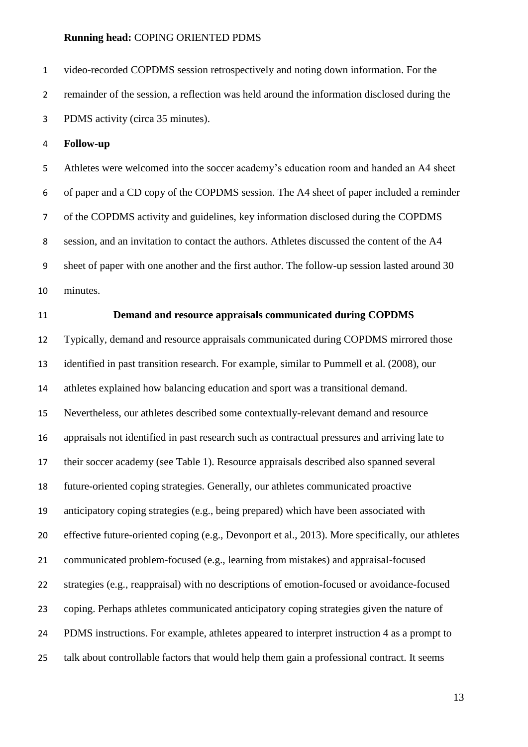video-recorded COPDMS session retrospectively and noting down information. For the remainder of the session, a reflection was held around the information disclosed during the PDMS activity (circa 35 minutes).

**Follow-up**

Athletes were welcomed into the soccer academy's education room and handed an A4 sheet of paper and a CD copy of the COPDMS session. The A4 sheet of paper included a reminder of the COPDMS activity and guidelines, key information disclosed during the COPDMS session, and an invitation to contact the authors. Athletes discussed the content of the A4 sheet of paper with one another and the first author. The follow-up session lasted around 30 minutes.

## Demand and resource appraisals communicated during COPDMS

Typically, demand and resource appraisals communicated during COPDMS mirrored those identified in past transition research. For example, similar to Pummell et al. (2008), our athletes explained how balancing education and sport was a transitional demand. Nevertheless, our athletes described some contextually-relevant demand and resource appraisals not identified in past research such as contractual pressures and arriving late to their soccer academy (see Table 1). Resource appraisals described also spanned several future-oriented coping strategies. Generally, our athletes communicated proactive anticipatory coping strategies (e.g., being prepared) which have been associated with effective future-oriented coping (e.g., Devonport et al., 2013). More specifically, our athletes communicated problem-focused (e.g., learning from mistakes) and appraisal-focused strategies (e.g., reappraisal) with no descriptions of emotion-focused or avoidance-focused coping. Perhaps athletes communicated anticipatory coping strategies given the nature of PDMS instructions. For example, athletes appeared to interpret instruction 4 as a prompt to talk about controllable factors that would help them gain a professional contract. It seems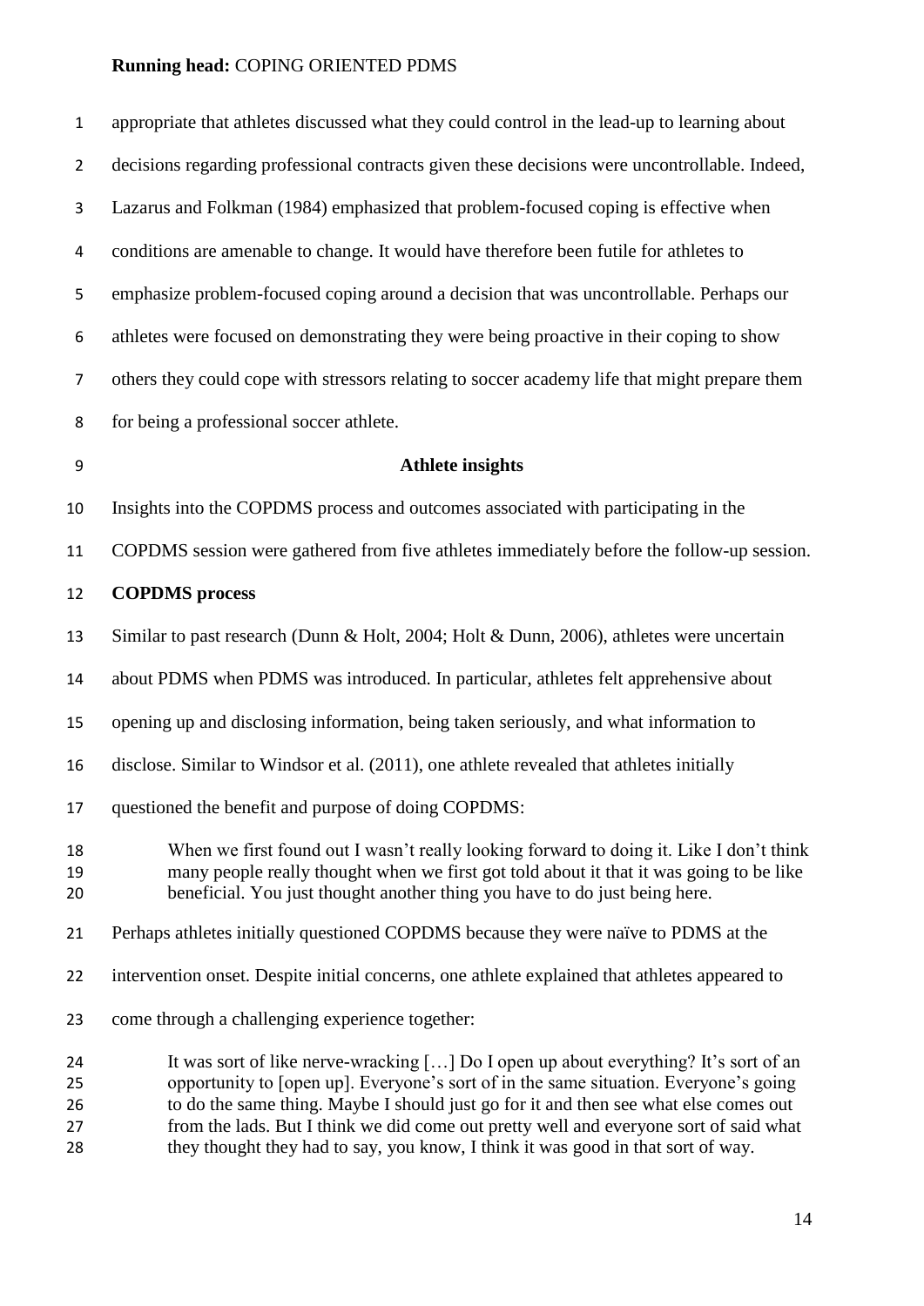appropriate that athletes discussed what they could control in the lead-up to learning about decisions regarding professional contracts given these decisions were uncontrollable. Indeed, Lazarus and Folkman (1984) emphasized that problem-focused coping is effective when conditions are amenable to change. It would have therefore been futile for athletes to emphasize problem-focused coping around a decision that was uncontrollable. Perhaps our athletes were focused on demonstrating they were being proactive in their coping to show others they could cope with stressors relating to soccer academy life that might prepare them for being a professional soccer athlete.

## Athlete insights

Insights into the COPDMS process and outcomes associated with participating in the COPDMS session were gathered from five athletes immediately before the follow-up session.

### COPDMS process

Similar to past research (Dunn & Holt, 2004; Holt & Dunn, 2006), athletes were uncertain about PDMS when PDMS was introduced. In particular, athletes felt apprehensive about opening up and disclosing information, being taken seriously, and what information to disclose. Similar to Windsor et al. (2011), one athlete revealed that athletes initially questioned the benefit and purpose of doing COPDMS:

> When we first found out I wasn't really looking forward to doing it. Like I don't think many people really thought when we first got told about it that it was going to be like beneficial. You just thought another thing you have to do just being here.

Perhaps athletes initially questioned COPDMS because they were naïve to PDMS at the intervention onset. Despite initial concerns, one athlete explained that athletes appeared to come through a challenging experience together:

> It was sort of like nerve-wracking […] Do I open up about everything? It's sort of an opportunity to [open up]. Everyone's sort of in the same situation. Everyone's going to do the same thing. Maybe I should just go for it and then see what else comes out from the lads. But I think we did come out pretty well and everyone sort of said what they thought they had to say, you know, I think it was good in that sort of way.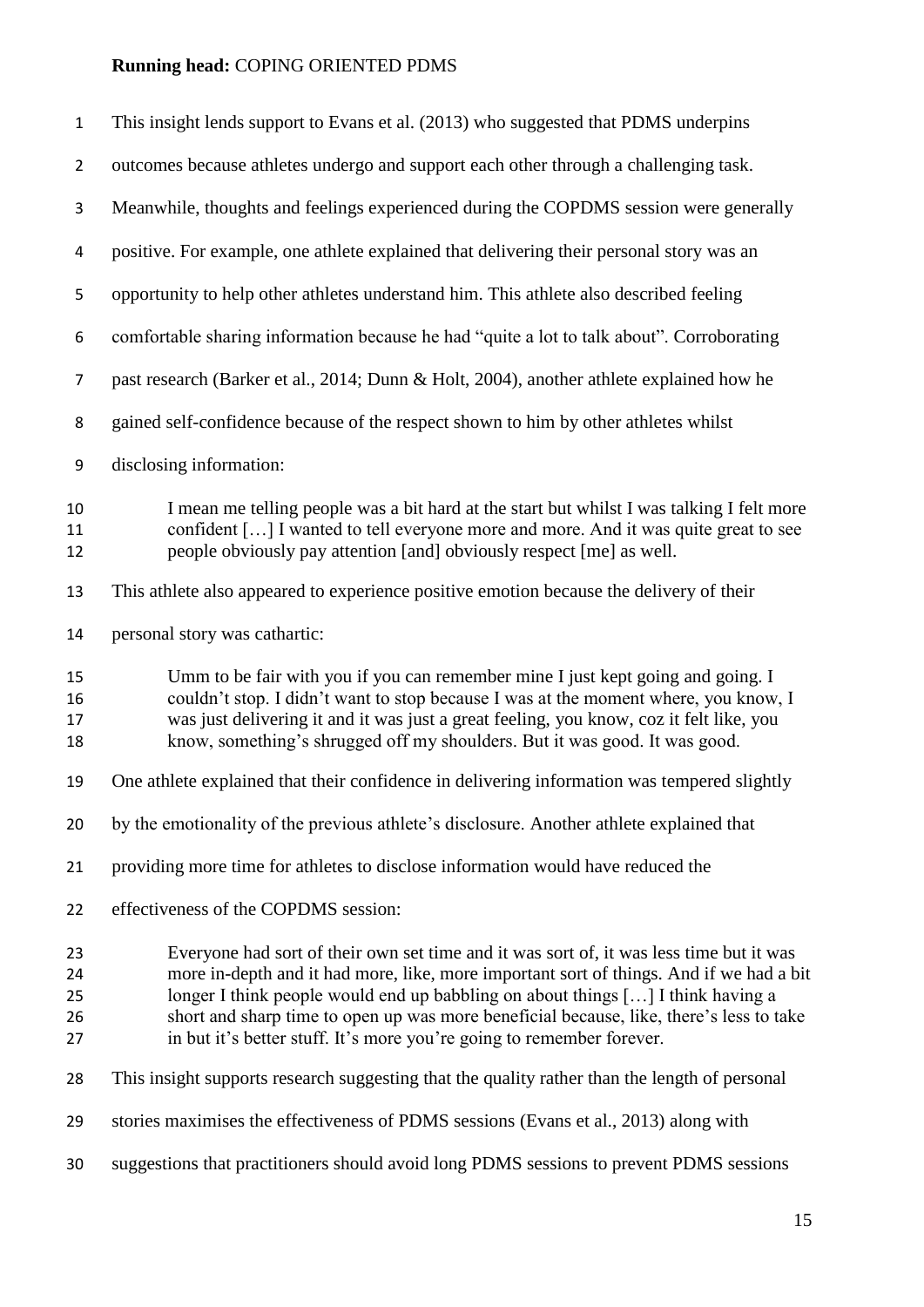This insight lends support to Evans et al. (2013) who suggested that PDMS underpins outcomes because athletes undergo and support each other through a challenging task. Meanwhile, thoughts and feelings experienced during the COPDMS session were generally positive. For example, one athlete explained that delivering their personal story was an opportunity to help other athletes understand him. This athlete also described feeling comfortable sharing information because he had "quite a lot to talk about". Corroborating past research (Barker et al., 2014; Dunn & Holt, 2004), another athlete explained how he gained self-confidence because of the respect shown to him by other athletes whilst disclosing information:

> I mean me telling people was a bit hard at the start but whilst I was talking I felt more confident […] I wanted to tell everyone more and more. And it was quite great to see people obviously pay attention [and] obviously respect [me] as well.

This athlete also appeared to experience positive emotion because the delivery of their personal story was cathartic:

> Umm to be fair with you if you can remember mine I just kept going and going. I couldn't stop. I didn't want to stop because I was at the moment where, you know, I was just delivering it and it was just a great feeling, you know, coz it felt like, you know, something's shrugged off my shoulders. But it was good. It was good.

One athlete explained that their confidence in delivering information was tempered slightly by the emotionality of the previous athlete's disclosure. Another athlete explained that providing more time for athletes to disclose information would have reduced the effectiveness of the COPDMS session:

> Everyone had sort of their own set time and it was sort of, it was less time but it was more in-depth and it had more, like, more important sort of things. And if we had a bit longer I think people would end up babbling on about things […] I think having a short and sharp time to open up was more beneficial because, like, there's less to take in but it's better stuff. It's more you're going to remember forever.

This insight supports research suggesting that the quality rather than the length of personal stories maximises the effectiveness of PDMS sessions (Evans et al., 2013) along with suggestions that practitioners should avoid long PDMS sessions to prevent PDMS sessions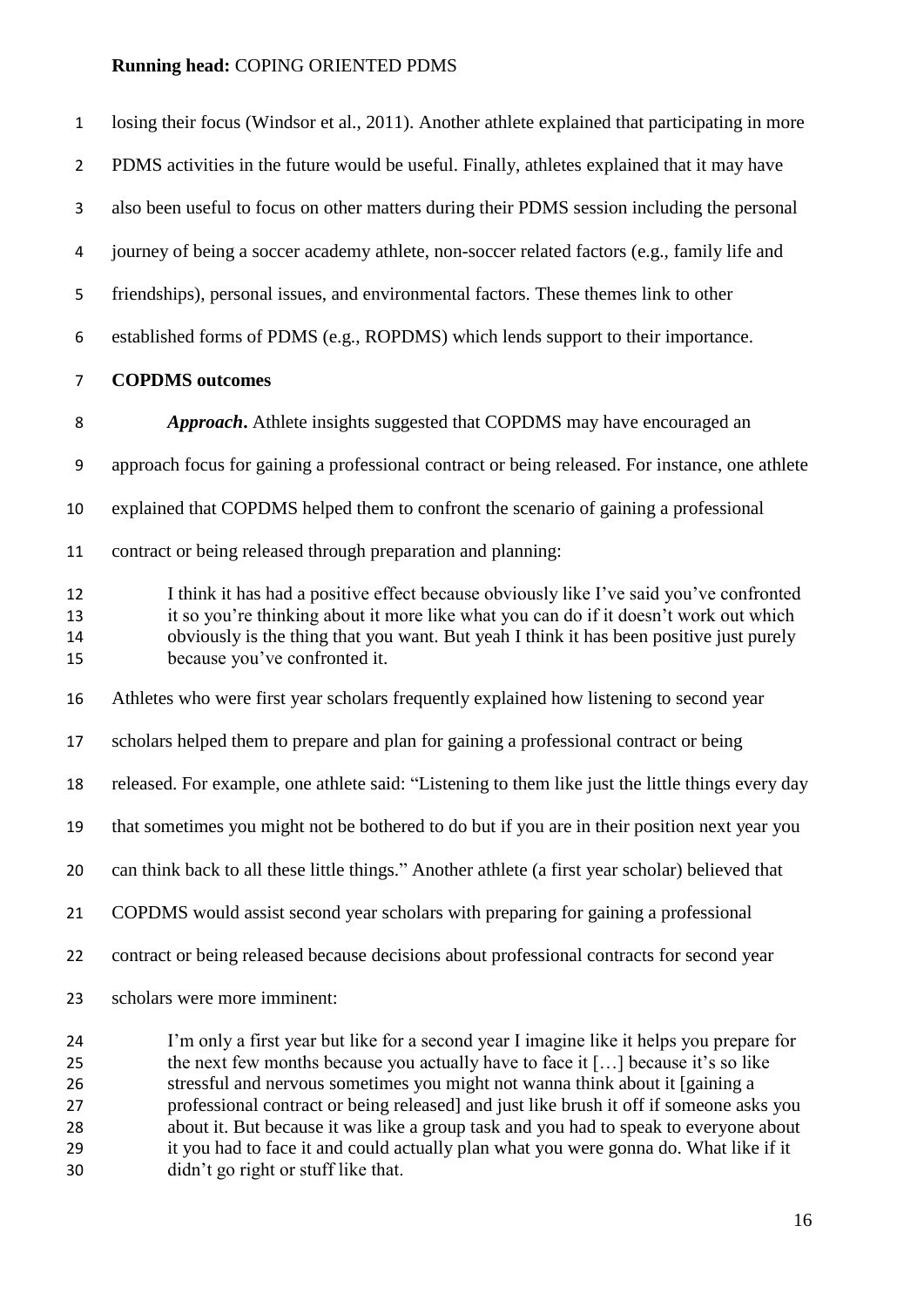losing their focus (Windsor et al., 2011). Another athlete explained that participating in more PDMS activities in the future would be useful. Finally, athletes explained that it may have also been useful to focus on other matters during their PDMS session including the personal journey of being a soccer academy athlete, non-soccer related factors (e.g., family life and friendships), personal issues, and environmental factors. These themes link to other established forms of PDMS (e.g., ROPDMS) which lends support to their importance.

**COPDMS outcomes**

***Approach*.** Athlete insights suggested that COPDMS may have encouraged an approach focus for gaining a professional contract or being released. For instance, one athlete explained that COPDMS helped them to confront the scenario of gaining a professional contract or being released through preparation and planning:

> I think it has had a positive effect because obviously like I've said you've confronted it so you're thinking about it more like what you can do if it doesn't work out which obviously is the thing that you want. But yeah I think it has been positive just purely because you've confronted it.

Athletes who were first year scholars frequently explained how listening to second year scholars helped them to prepare and plan for gaining a professional contract or being released. For example, one athlete said: "Listening to them like just the little things every day that sometimes you might not be bothered to do but if you are in their position next year you can think back to all these little things." Another athlete (a first year scholar) believed that COPDMS would assist second year scholars with preparing for gaining a professional contract or being released because decisions about professional contracts for second year scholars were more imminent:

> I'm only a first year but like for a second year I imagine like it helps you prepare for the next few months because you actually have to face it […] because it's so like stressful and nervous sometimes you might not wanna think about it [gaining a professional contract or being released] and just like brush it off if someone asks you about it. But because it was like a group task and you had to speak to everyone about it you had to face it and could actually plan what you were gonna do. What like if it didn't go right or stuff like that.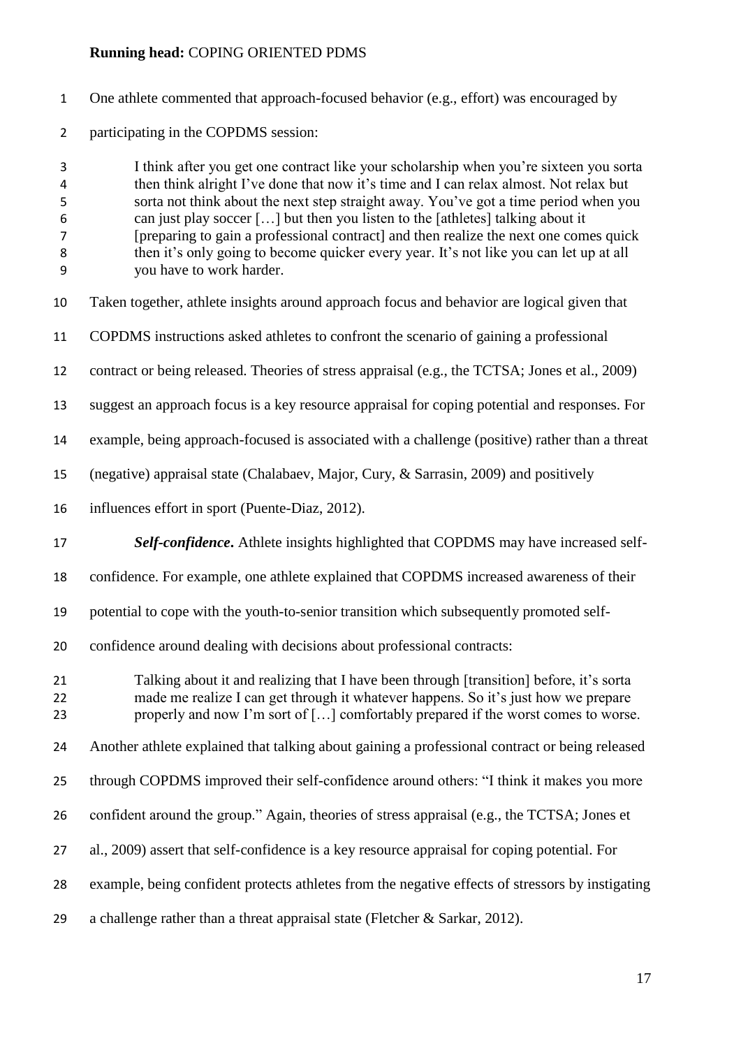One athlete commented that approach-focused behavior (e.g., effort) was encouraged by participating in the COPDMS session:

> I think after you get one contract like your scholarship when you're sixteen you sorta then think alright I've done that now it's time and I can relax almost. Not relax but sorta not think about the next step straight away. You've got a time period when you can just play soccer […] but then you listen to the [athletes] talking about it [preparing to gain a professional contract] and then realize the next one comes quick then it's only going to become quicker every year. It's not like you can let up at all you have to work harder.

Taken together, athlete insights around approach focus and behavior are logical given that COPDMS instructions asked athletes to confront the scenario of gaining a professional contract or being released. Theories of stress appraisal (e.g., the TCTSA; Jones et al., 2009) suggest an approach focus is a key resource appraisal for coping potential and responses. For example, being approach-focused is associated with a challenge (positive) rather than a threat (negative) appraisal state (Chalabaev, Major, Cury, & Sarrasin, 2009) and positively influences effort in sport (Puente-Diaz, 2012).

***Self-confidence*.** Athlete insights highlighted that COPDMS may have increased self-confidence. For example, one athlete explained that COPDMS increased awareness of their potential to cope with the youth-to-senior transition which subsequently promoted self-confidence around dealing with decisions about professional contracts:

> Talking about it and realizing that I have been through [transition] before, it's sorta made me realize I can get through it whatever happens. So it's just how we prepare properly and now I'm sort of […] comfortably prepared if the worst comes to worse.

Another athlete explained that talking about gaining a professional contract or being released through COPDMS improved their self-confidence around others: "I think it makes you more confident around the group." Again, theories of stress appraisal (e.g., the TCTSA; Jones et al., 2009) assert that self-confidence is a key resource appraisal for coping potential. For example, being confident protects athletes from the negative effects of stressors by instigating a challenge rather than a threat appraisal state (Fletcher & Sarkar, 2012).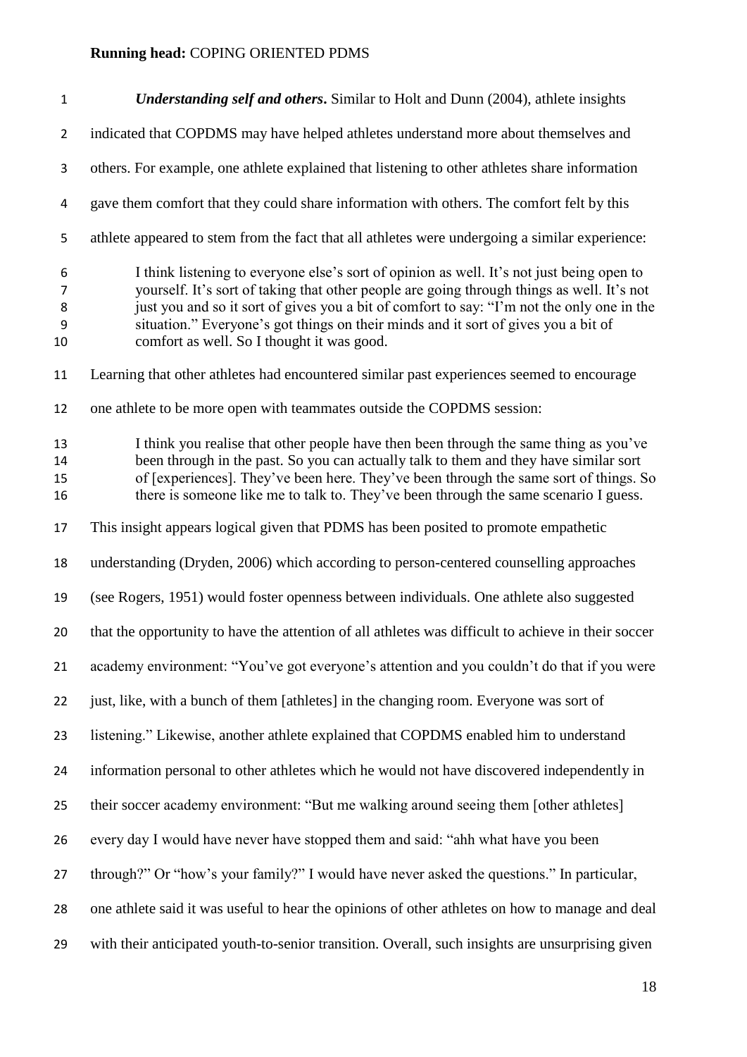***Understanding self and others*.** Similar to Holt and Dunn (2004), athlete insights indicated that COPDMS may have helped athletes understand more about themselves and others. For example, one athlete explained that listening to other athletes share information gave them comfort that they could share information with others. The comfort felt by this athlete appeared to stem from the fact that all athletes were undergoing a similar experience:

> I think listening to everyone else's sort of opinion as well. It's not just being open to yourself. It's sort of taking that other people are going through things as well. It's not just you and so it sort of gives you a bit of comfort to say: "I'm not the only one in the situation." Everyone's got things on their minds and it sort of gives you a bit of comfort as well. So I thought it was good.

Learning that other athletes had encountered similar past experiences seemed to encourage one athlete to be more open with teammates outside the COPDMS session:

> I think you realise that other people have then been through the same thing as you've been through in the past. So you can actually talk to them and they have similar sort of [experiences]. They've been here. They've been through the same sort of things. So there is someone like me to talk to. They've been through the same scenario I guess.

This insight appears logical given that PDMS has been posited to promote empathetic understanding (Dryden, 2006) which according to person-centered counselling approaches (see Rogers, 1951) would foster openness between individuals. One athlete also suggested that the opportunity to have the attention of all athletes was difficult to achieve in their soccer academy environment: "You've got everyone's attention and you couldn't do that if you were just, like, with a bunch of them [athletes] in the changing room. Everyone was sort of listening." Likewise, another athlete explained that COPDMS enabled him to understand information personal to other athletes which he would not have discovered independently in their soccer academy environment: "But me walking around seeing them [other athletes] every day I would have never have stopped them and said: "ahh what have you been through?" Or "how's your family?" I would have never asked the questions." In particular, one athlete said it was useful to hear the opinions of other athletes on how to manage and deal with their anticipated youth-to-senior transition. Overall, such insights are unsurprising given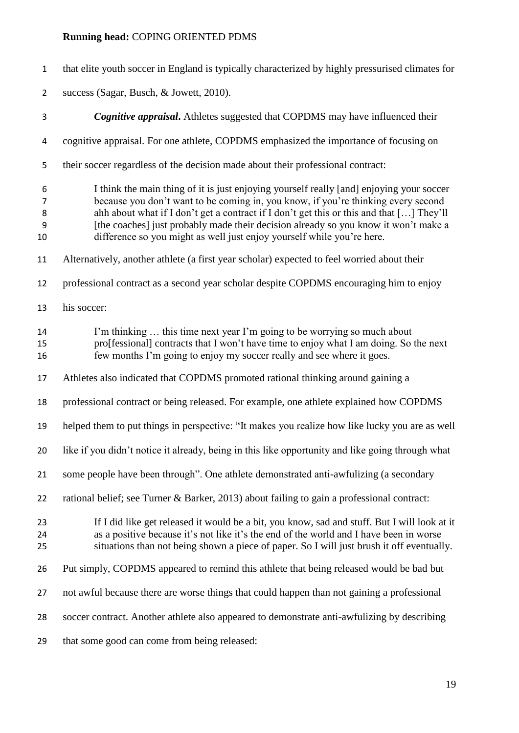that elite youth soccer in England is typically characterized by highly pressurised climates for success (Sagar, Busch, & Jowett, 2010).

***Cognitive appraisal*.** Athletes suggested that COPDMS may have influenced their cognitive appraisal. For one athlete, COPDMS emphasized the importance of focusing on their soccer regardless of the decision made about their professional contract:

> I think the main thing of it is just enjoying yourself really [and] enjoying your soccer because you don't want to be coming in, you know, if you're thinking every second ahh about what if I don't get a contract if I don't get this or this and that […] They'll [the coaches] just probably made their decision already so you know it won't make a difference so you might as well just enjoy yourself while you're here.

Alternatively, another athlete (a first year scholar) expected to feel worried about their professional contract as a second year scholar despite COPDMS encouraging him to enjoy his soccer:

> I'm thinking … this time next year I'm going to be worrying so much about pro[fessional] contracts that I won't have time to enjoy what I am doing. So the next few months I'm going to enjoy my soccer really and see where it goes.

Athletes also indicated that COPDMS promoted rational thinking around gaining a professional contract or being released. For example, one athlete explained how COPDMS helped them to put things in perspective: "It makes you realize how like lucky you are as well like if you didn't notice it already, being in this like opportunity and like going through what some people have been through". One athlete demonstrated anti-awfulizing (a secondary rational belief; see Turner & Barker, 2013) about failing to gain a professional contract:

> If I did like get released it would be a bit, you know, sad and stuff. But I will look at it as a positive because it's not like it's the end of the world and I have been in worse situations than not being shown a piece of paper. So I will just brush it off eventually.

Put simply, COPDMS appeared to remind this athlete that being released would be bad but not awful because there are worse things that could happen than not gaining a professional soccer contract. Another athlete also appeared to demonstrate anti-awfulizing by describing that some good can come from being released: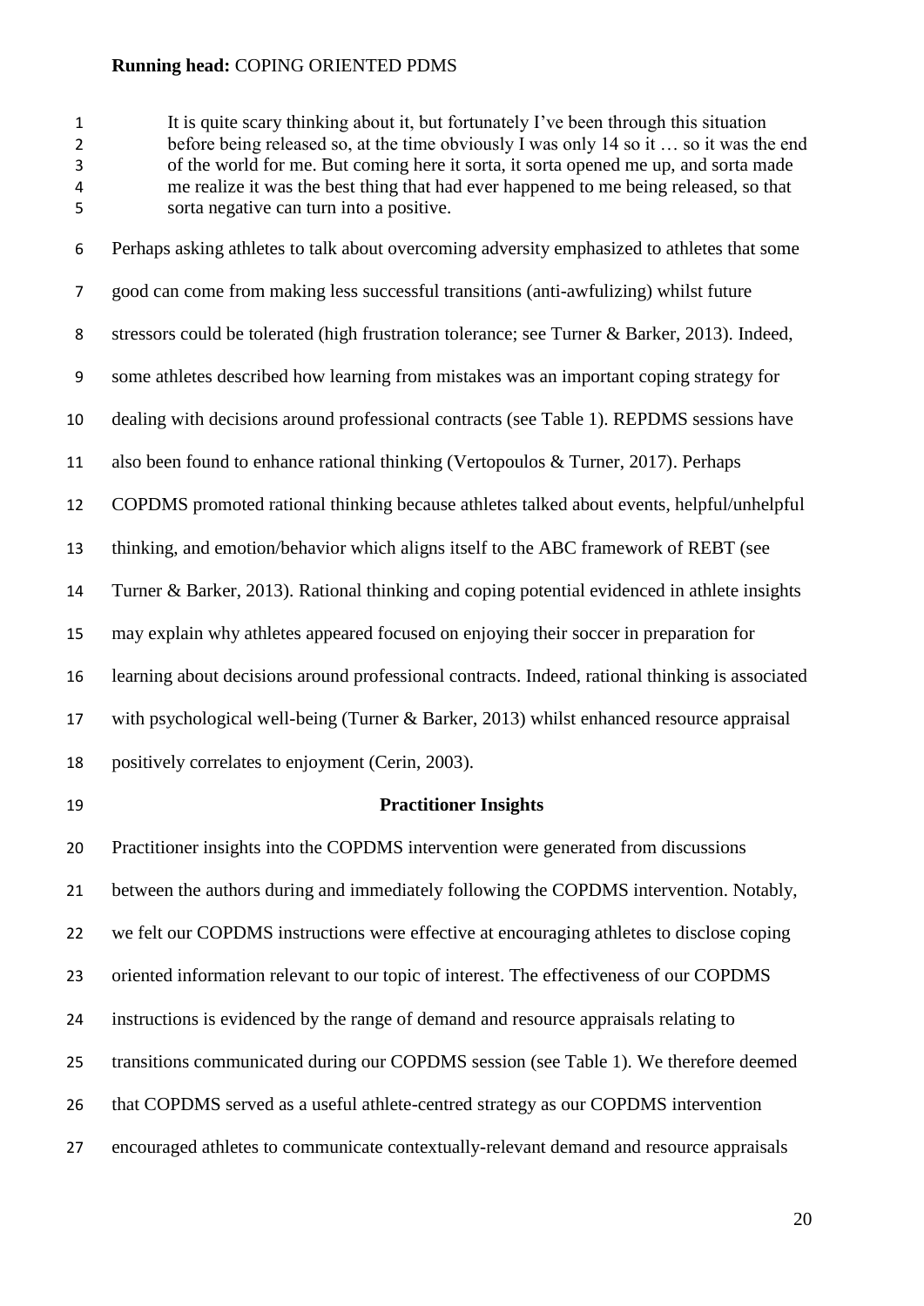> It is quite scary thinking about it, but fortunately I've been through this situation before being released so, at the time obviously I was only 14 so it … so it was the end of the world for me. But coming here it sorta, it sorta opened me up, and sorta made me realize it was the best thing that had ever happened to me being released, so that sorta negative can turn into a positive.

Perhaps asking athletes to talk about overcoming adversity emphasized to athletes that some good can come from making less successful transitions (anti-awfulizing) whilst future stressors could be tolerated (high frustration tolerance; see Turner & Barker, 2013). Indeed, some athletes described how learning from mistakes was an important coping strategy for dealing with decisions around professional contracts (see Table 1). REPDMS sessions have also been found to enhance rational thinking (Vertopoulos & Turner, 2017). Perhaps COPDMS promoted rational thinking because athletes talked about events, helpful/unhelpful thinking, and emotion/behavior which aligns itself to the ABC framework of REBT (see Turner & Barker, 2013). Rational thinking and coping potential evidenced in athlete insights may explain why athletes appeared focused on enjoying their soccer in preparation for learning about decisions around professional contracts. Indeed, rational thinking is associated with psychological well-being (Turner & Barker, 2013) whilst enhanced resource appraisal positively correlates to enjoyment (Cerin, 2003).

## Practitioner Insights

Practitioner insights into the COPDMS intervention were generated from discussions between the authors during and immediately following the COPDMS intervention. Notably, we felt our COPDMS instructions were effective at encouraging athletes to disclose coping oriented information relevant to our topic of interest. The effectiveness of our COPDMS instructions is evidenced by the range of demand and resource appraisals relating to transitions communicated during our COPDMS session (see Table 1). We therefore deemed that COPDMS served as a useful athlete-centred strategy as our COPDMS intervention encouraged athletes to communicate contextually-relevant demand and resource appraisals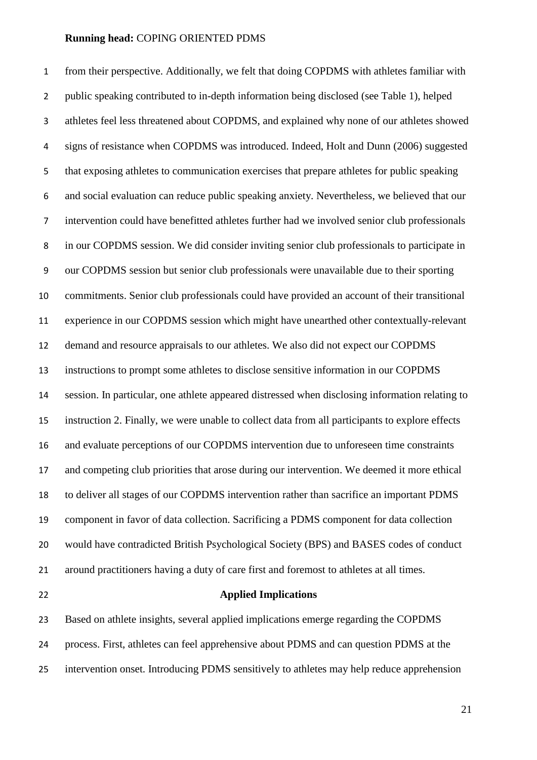from their perspective. Additionally, we felt that doing COPDMS with athletes familiar with public speaking contributed to in-depth information being disclosed (see Table 1), helped athletes feel less threatened about COPDMS, and explained why none of our athletes showed signs of resistance when COPDMS was introduced. Indeed, Holt and Dunn (2006) suggested that exposing athletes to communication exercises that prepare athletes for public speaking and social evaluation can reduce public speaking anxiety. Nevertheless, we believed that our intervention could have benefitted athletes further had we involved senior club professionals in our COPDMS session. We did consider inviting senior club professionals to participate in our COPDMS session but senior club professionals were unavailable due to their sporting commitments. Senior club professionals could have provided an account of their transitional experience in our COPDMS session which might have unearthed other contextually-relevant demand and resource appraisals to our athletes. We also did not expect our COPDMS instructions to prompt some athletes to disclose sensitive information in our COPDMS session. In particular, one athlete appeared distressed when disclosing information relating to instruction 2. Finally, we were unable to collect data from all participants to explore effects and evaluate perceptions of our COPDMS intervention due to unforeseen time constraints and competing club priorities that arose during our intervention. We deemed it more ethical to deliver all stages of our COPDMS intervention rather than sacrifice an important PDMS component in favor of data collection. Sacrificing a PDMS component for data collection would have contradicted British Psychological Society (BPS) and BASES codes of conduct around practitioners having a duty of care first and foremost to athletes at all times.

## Applied Implications

Based on athlete insights, several applied implications emerge regarding the COPDMS process. First, athletes can feel apprehensive about PDMS and can question PDMS at the intervention onset. Introducing PDMS sensitively to athletes may help reduce apprehension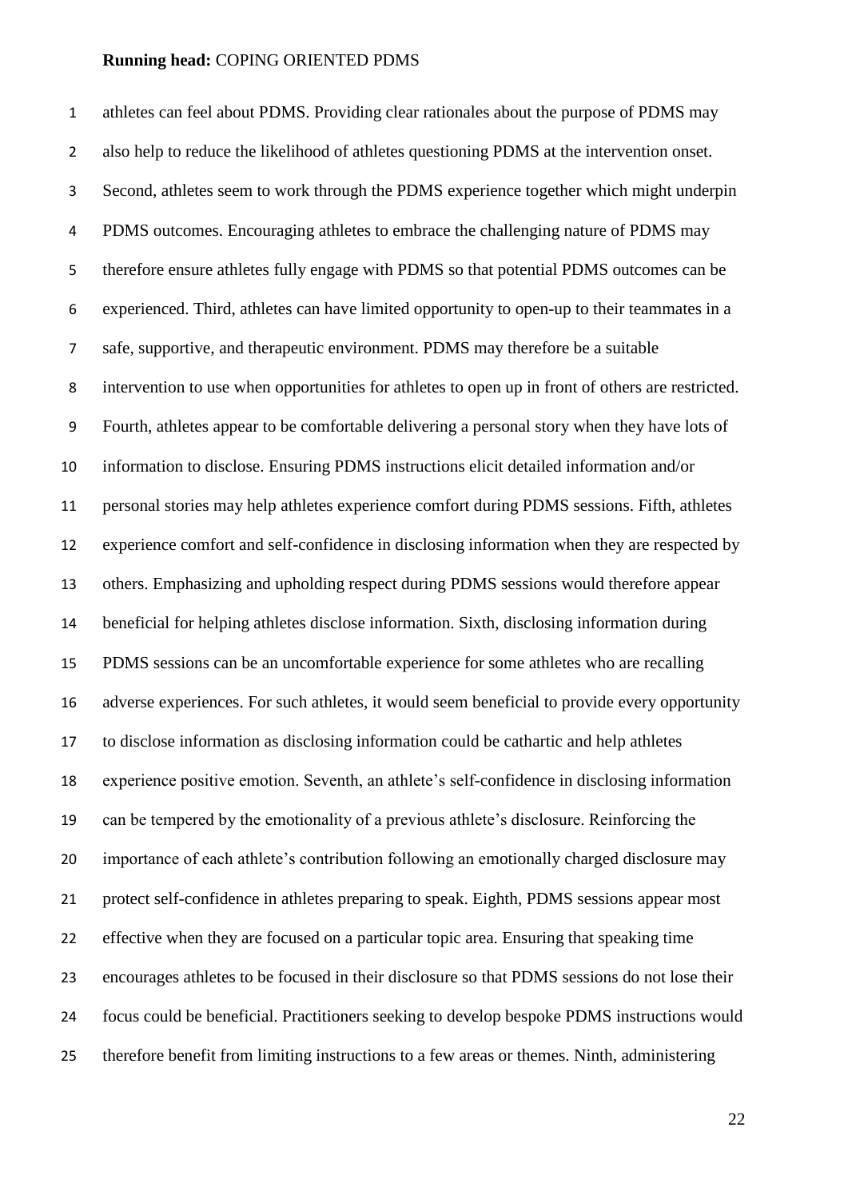athletes can feel about PDMS. Providing clear rationales about the purpose of PDMS may also help to reduce the likelihood of athletes questioning PDMS at the intervention onset. Second, athletes seem to work through the PDMS experience together which might underpin PDMS outcomes. Encouraging athletes to embrace the challenging nature of PDMS may therefore ensure athletes fully engage with PDMS so that potential PDMS outcomes can be experienced. Third, athletes can have limited opportunity to open-up to their teammates in a safe, supportive, and therapeutic environment. PDMS may therefore be a suitable intervention to use when opportunities for athletes to open up in front of others are restricted. Fourth, athletes appear to be comfortable delivering a personal story when they have lots of information to disclose. Ensuring PDMS instructions elicit detailed information and/or personal stories may help athletes experience comfort during PDMS sessions. Fifth, athletes experience comfort and self-confidence in disclosing information when they are respected by others. Emphasizing and upholding respect during PDMS sessions would therefore appear beneficial for helping athletes disclose information. Sixth, disclosing information during PDMS sessions can be an uncomfortable experience for some athletes who are recalling adverse experiences. For such athletes, it would seem beneficial to provide every opportunity to disclose information as disclosing information could be cathartic and help athletes experience positive emotion. Seventh, an athlete's self-confidence in disclosing information can be tempered by the emotionality of a previous athlete's disclosure. Reinforcing the importance of each athlete's contribution following an emotionally charged disclosure may protect self-confidence in athletes preparing to speak. Eighth, PDMS sessions appear most effective when they are focused on a particular topic area. Ensuring that speaking time encourages athletes to be focused in their disclosure so that PDMS sessions do not lose their focus could be beneficial. Practitioners seeking to develop bespoke PDMS instructions would therefore benefit from limiting instructions to a few areas or themes. Ninth, administering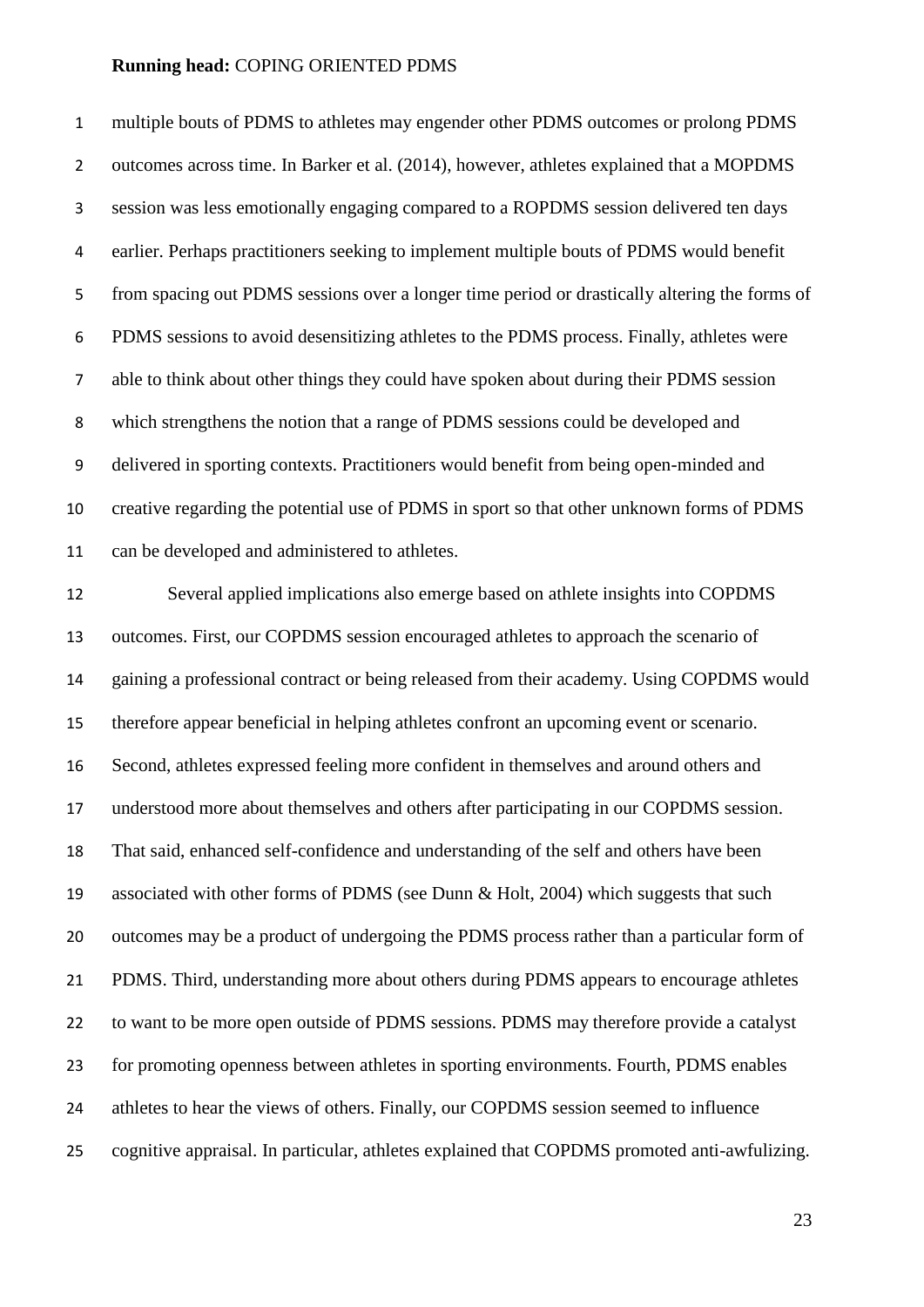multiple bouts of PDMS to athletes may engender other PDMS outcomes or prolong PDMS outcomes across time. In Barker et al. (2014), however, athletes explained that a MOPDMS session was less emotionally engaging compared to a ROPDMS session delivered ten days earlier. Perhaps practitioners seeking to implement multiple bouts of PDMS would benefit from spacing out PDMS sessions over a longer time period or drastically altering the forms of PDMS sessions to avoid desensitizing athletes to the PDMS process. Finally, athletes were able to think about other things they could have spoken about during their PDMS session which strengthens the notion that a range of PDMS sessions could be developed and delivered in sporting contexts. Practitioners would benefit from being open-minded and creative regarding the potential use of PDMS in sport so that other unknown forms of PDMS can be developed and administered to athletes.

Several applied implications also emerge based on athlete insights into COPDMS outcomes. First, our COPDMS session encouraged athletes to approach the scenario of gaining a professional contract or being released from their academy. Using COPDMS would therefore appear beneficial in helping athletes confront an upcoming event or scenario. Second, athletes expressed feeling more confident in themselves and around others and understood more about themselves and others after participating in our COPDMS session. That said, enhanced self-confidence and understanding of the self and others have been associated with other forms of PDMS (see Dunn & Holt, 2004) which suggests that such outcomes may be a product of undergoing the PDMS process rather than a particular form of PDMS. Third, understanding more about others during PDMS appears to encourage athletes to want to be more open outside of PDMS sessions. PDMS may therefore provide a catalyst for promoting openness between athletes in sporting environments. Fourth, PDMS enables athletes to hear the views of others. Finally, our COPDMS session seemed to influence cognitive appraisal. In particular, athletes explained that COPDMS promoted anti-awfulizing.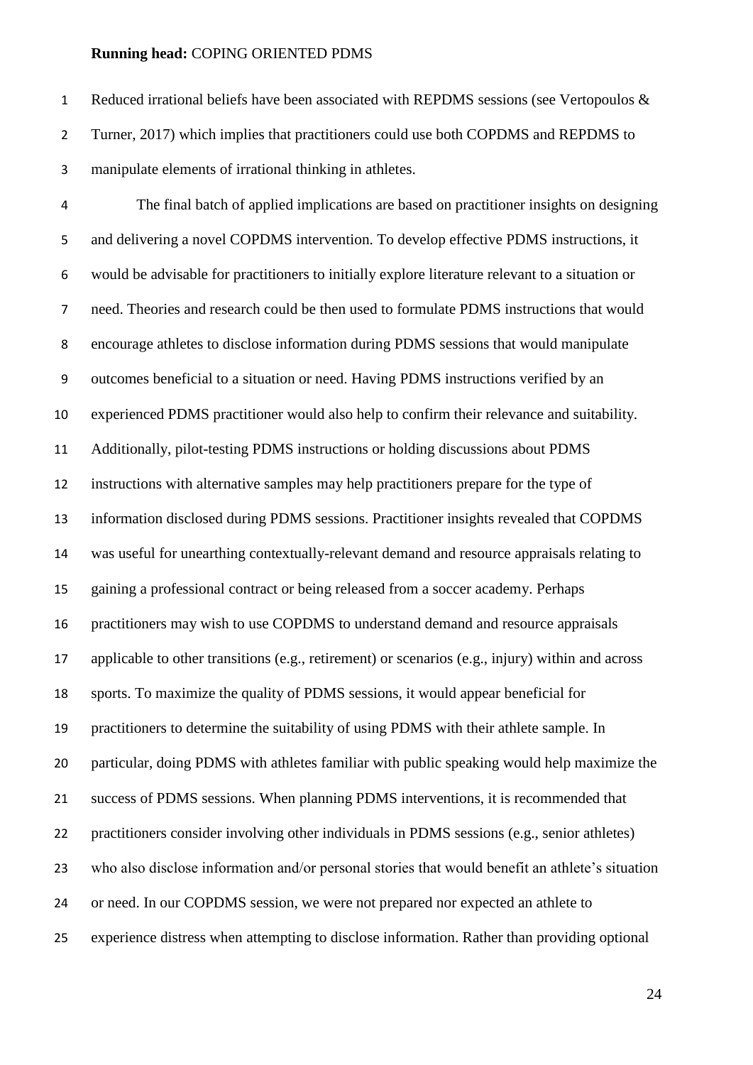Reduced irrational beliefs have been associated with REPDMS sessions (see Vertopoulos & Turner, 2017) which implies that practitioners could use both COPDMS and REPDMS to manipulate elements of irrational thinking in athletes.

The final batch of applied implications are based on practitioner insights on designing and delivering a novel COPDMS intervention. To develop effective PDMS instructions, it would be advisable for practitioners to initially explore literature relevant to a situation or need. Theories and research could be then used to formulate PDMS instructions that would encourage athletes to disclose information during PDMS sessions that would manipulate outcomes beneficial to a situation or need. Having PDMS instructions verified by an experienced PDMS practitioner would also help to confirm their relevance and suitability. Additionally, pilot-testing PDMS instructions or holding discussions about PDMS instructions with alternative samples may help practitioners prepare for the type of information disclosed during PDMS sessions. Practitioner insights revealed that COPDMS was useful for unearthing contextually-relevant demand and resource appraisals relating to gaining a professional contract or being released from a soccer academy. Perhaps practitioners may wish to use COPDMS to understand demand and resource appraisals applicable to other transitions (e.g., retirement) or scenarios (e.g., injury) within and across sports. To maximize the quality of PDMS sessions, it would appear beneficial for practitioners to determine the suitability of using PDMS with their athlete sample. In particular, doing PDMS with athletes familiar with public speaking would help maximize the success of PDMS sessions. When planning PDMS interventions, it is recommended that practitioners consider involving other individuals in PDMS sessions (e.g., senior athletes) who also disclose information and/or personal stories that would benefit an athlete's situation or need. In our COPDMS session, we were not prepared nor expected an athlete to experience distress when attempting to disclose information. Rather than providing optional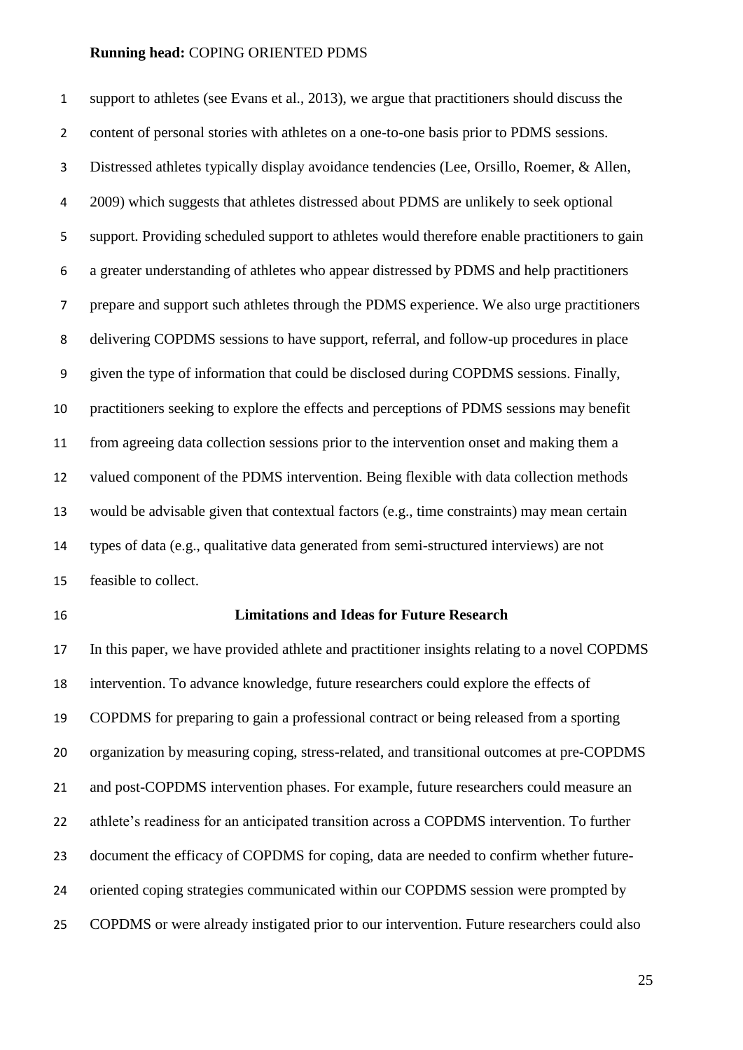support to athletes (see Evans et al., 2013), we argue that practitioners should discuss the content of personal stories with athletes on a one-to-one basis prior to PDMS sessions. Distressed athletes typically display avoidance tendencies (Lee, Orsillo, Roemer, & Allen, 2009) which suggests that athletes distressed about PDMS are unlikely to seek optional support. Providing scheduled support to athletes would therefore enable practitioners to gain a greater understanding of athletes who appear distressed by PDMS and help practitioners prepare and support such athletes through the PDMS experience. We also urge practitioners delivering COPDMS sessions to have support, referral, and follow-up procedures in place given the type of information that could be disclosed during COPDMS sessions. Finally, practitioners seeking to explore the effects and perceptions of PDMS sessions may benefit from agreeing data collection sessions prior to the intervention onset and making them a valued component of the PDMS intervention. Being flexible with data collection methods would be advisable given that contextual factors (e.g., time constraints) may mean certain types of data (e.g., qualitative data generated from semi-structured interviews) are not feasible to collect.

## Limitations and Ideas for Future Research

In this paper, we have provided athlete and practitioner insights relating to a novel COPDMS intervention. To advance knowledge, future researchers could explore the effects of COPDMS for preparing to gain a professional contract or being released from a sporting organization by measuring coping, stress-related, and transitional outcomes at pre-COPDMS and post-COPDMS intervention phases. For example, future researchers could measure an athlete's readiness for an anticipated transition across a COPDMS intervention. To further document the efficacy of COPDMS for coping, data are needed to confirm whether future-oriented coping strategies communicated within our COPDMS session were prompted by COPDMS or were already instigated prior to our intervention. Future researchers could also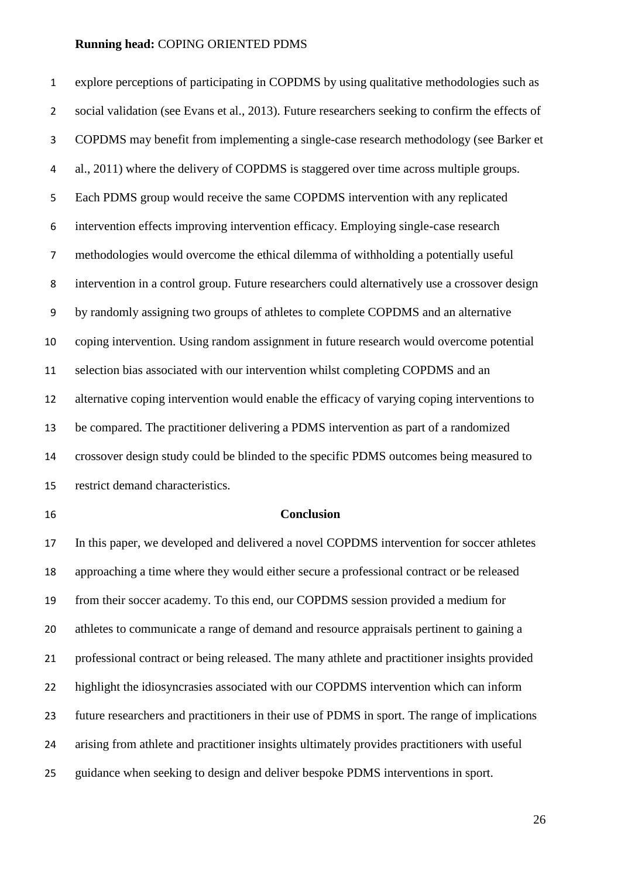explore perceptions of participating in COPDMS by using qualitative methodologies such as social validation (see Evans et al., 2013). Future researchers seeking to confirm the effects of COPDMS may benefit from implementing a single-case research methodology (see Barker et al., 2011) where the delivery of COPDMS is staggered over time across multiple groups. Each PDMS group would receive the same COPDMS intervention with any replicated intervention effects improving intervention efficacy. Employing single-case research methodologies would overcome the ethical dilemma of withholding a potentially useful intervention in a control group. Future researchers could alternatively use a crossover design by randomly assigning two groups of athletes to complete COPDMS and an alternative coping intervention. Using random assignment in future research would overcome potential selection bias associated with our intervention whilst completing COPDMS and an alternative coping intervention would enable the efficacy of varying coping interventions to be compared. The practitioner delivering a PDMS intervention as part of a randomized crossover design study could be blinded to the specific PDMS outcomes being measured to restrict demand characteristics.

## Conclusion

In this paper, we developed and delivered a novel COPDMS intervention for soccer athletes approaching a time where they would either secure a professional contract or be released from their soccer academy. To this end, our COPDMS session provided a medium for athletes to communicate a range of demand and resource appraisals pertinent to gaining a professional contract or being released. The many athlete and practitioner insights provided highlight the idiosyncrasies associated with our COPDMS intervention which can inform future researchers and practitioners in their use of PDMS in sport. The range of implications arising from athlete and practitioner insights ultimately provides practitioners with useful guidance when seeking to design and deliver bespoke PDMS interventions in sport.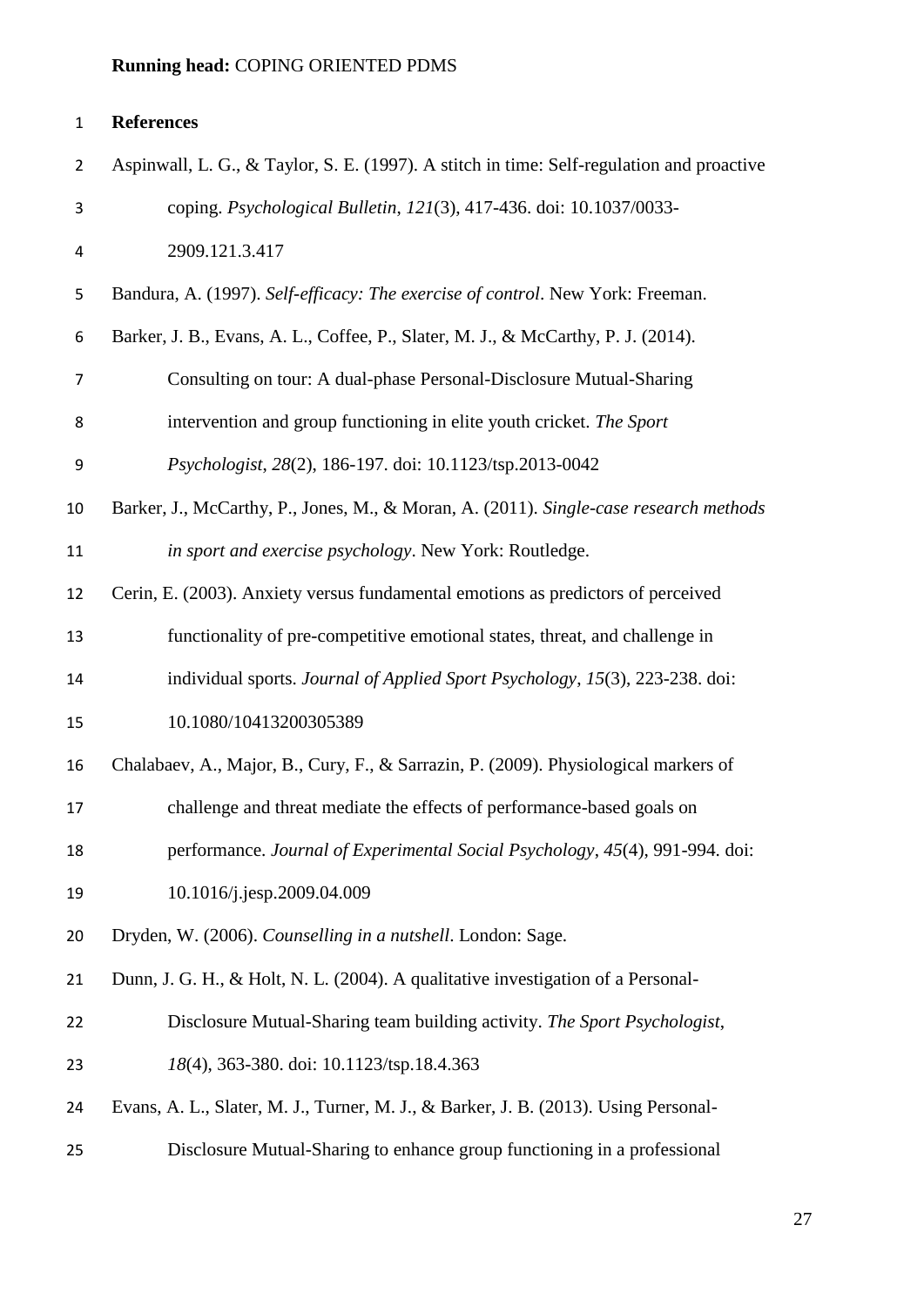**References**

Aspinwall, L. G., & Taylor, S. E. (1997). A stitch in time: Self-regulation and proactive coping. *Psychological Bulletin*, *121*(3), 417-436. doi: 10.1037/0033-2909.121.3.417

Bandura, A. (1997). *Self-efficacy: The exercise of control*. New York: Freeman.

Barker, J. B., Evans, A. L., Coffee, P., Slater, M. J., & McCarthy, P. J. (2014). Consulting on tour: A dual-phase Personal-Disclosure Mutual-Sharing intervention and group functioning in elite youth cricket. *The Sport Psychologist*, *28*(2), 186-197. doi: 10.1123/tsp.2013-0042

Barker, J., McCarthy, P., Jones, M., & Moran, A. (2011). *Single-case research methods in sport and exercise psychology*. New York: Routledge.

Cerin, E. (2003). Anxiety versus fundamental emotions as predictors of perceived functionality of pre-competitive emotional states, threat, and challenge in individual sports. *Journal of Applied Sport Psychology*, *15*(3), 223-238. doi: 10.1080/10413200305389

Chalabaev, A., Major, B., Cury, F., & Sarrazin, P. (2009). Physiological markers of challenge and threat mediate the effects of performance-based goals on performance. *Journal of Experimental Social Psychology*, *45*(4), 991-994. doi: 10.1016/j.jesp.2009.04.009

Dryden, W. (2006). *Counselling in a nutshell*. London: Sage.

Dunn, J. G. H., & Holt, N. L. (2004). A qualitative investigation of a Personal-Disclosure Mutual-Sharing team building activity. *The Sport Psychologist*, *18*(4), 363-380. doi: 10.1123/tsp.18.4.363

Evans, A. L., Slater, M. J., Turner, M. J., & Barker, J. B. (2013). Using Personal-Disclosure Mutual-Sharing to enhance group functioning in a professional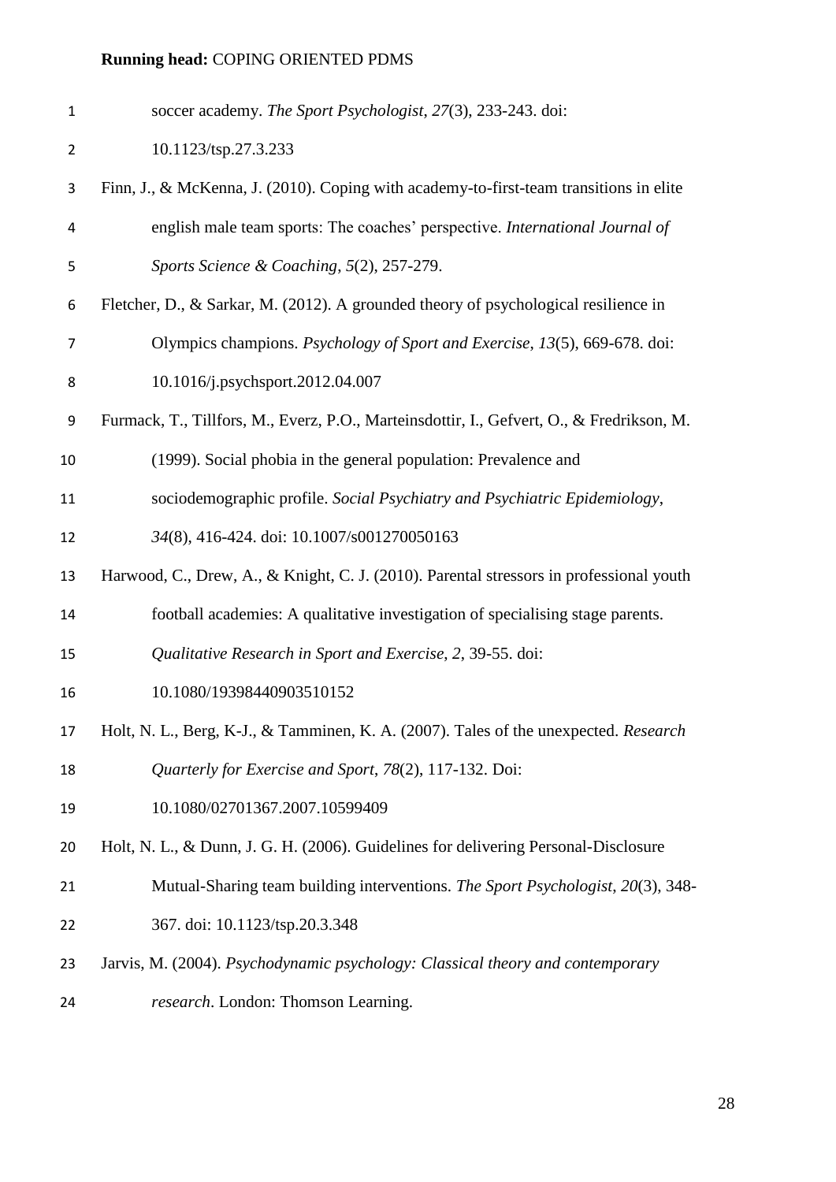soccer academy. *The Sport Psychologist*, *27*(3), 233-243. doi: 10.1123/tsp.27.3.233

Finn, J., & McKenna, J. (2010). Coping with academy-to-first-team transitions in elite english male team sports: The coaches' perspective. *International Journal of Sports Science & Coaching*, *5*(2), 257-279.

Fletcher, D., & Sarkar, M. (2012). A grounded theory of psychological resilience in Olympics champions. *Psychology of Sport and Exercise*, *13*(5), 669-678. doi: 10.1016/j.psychsport.2012.04.007

Furmack, T., Tillfors, M., Everz, P.O., Marteinsdottir, I., Gefvert, O., & Fredrikson, M. (1999). Social phobia in the general population: Prevalence and sociodemographic profile. *Social Psychiatry and Psychiatric Epidemiology*, *34*(8), 416-424. doi: 10.1007/s001270050163

Harwood, C., Drew, A., & Knight, C. J. (2010). Parental stressors in professional youth football academies: A qualitative investigation of specialising stage parents. *Qualitative Research in Sport and Exercise*, *2*, 39-55. doi: 10.1080/19398440903510152

Holt, N. L., Berg, K-J., & Tamminen, K. A. (2007). Tales of the unexpected. *Research Quarterly for Exercise and Sport*, *78*(2), 117-132. Doi: 10.1080/02701367.2007.10599409

Holt, N. L., & Dunn, J. G. H. (2006). Guidelines for delivering Personal-Disclosure Mutual-Sharing team building interventions. *The Sport Psychologist*, *20*(3), 348-367. doi: 10.1123/tsp.20.3.348

Jarvis, M. (2004). *Psychodynamic psychology: Classical theory and contemporary research*. London: Thomson Learning.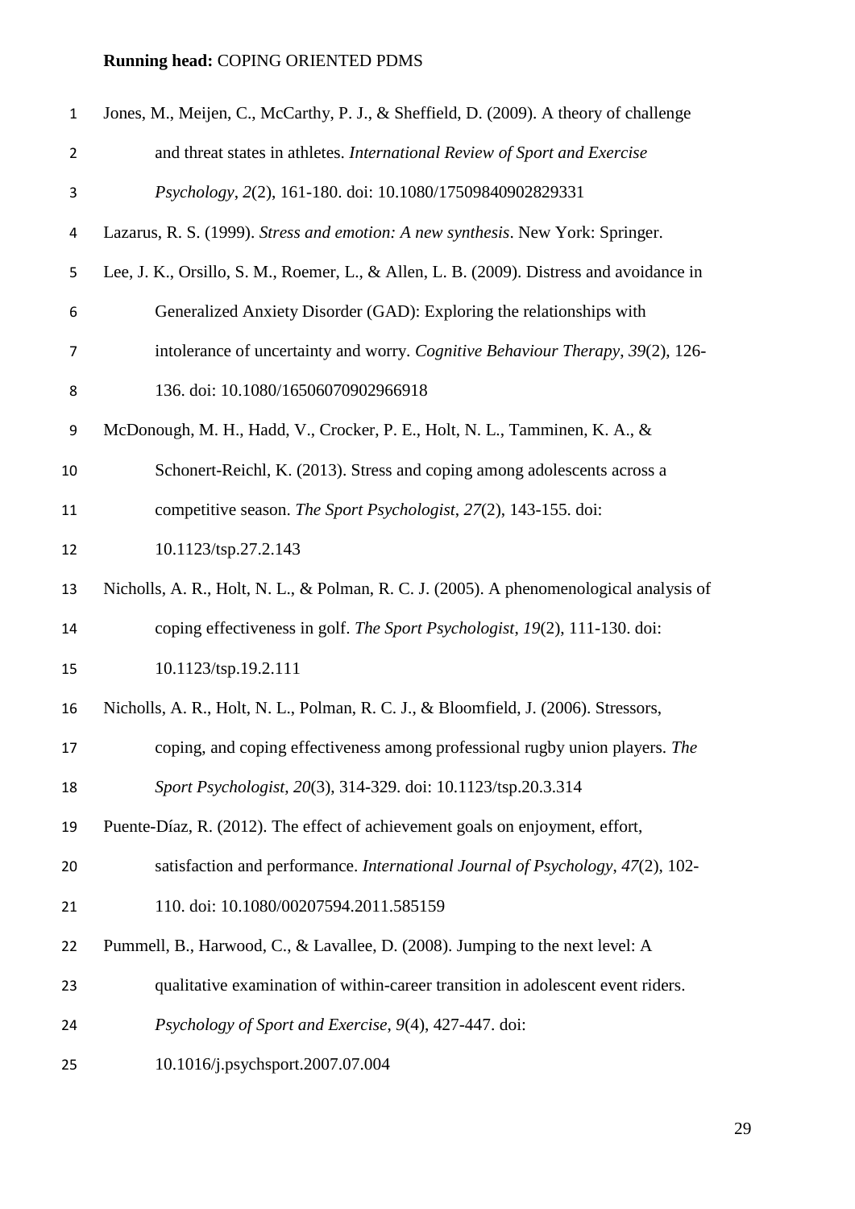Jones, M., Meijen, C., McCarthy, P. J., & Sheffield, D. (2009). A theory of challenge and threat states in athletes. *International Review of Sport and Exercise Psychology*, *2*(2), 161-180. doi: 10.1080/17509840902829331

Lazarus, R. S. (1999). *Stress and emotion: A new synthesis*. New York: Springer.

Lee, J. K., Orsillo, S. M., Roemer, L., & Allen, L. B. (2009). Distress and avoidance in Generalized Anxiety Disorder (GAD): Exploring the relationships with intolerance of uncertainty and worry. *Cognitive Behaviour Therapy*, *39*(2), 126-136. doi: 10.1080/16506070902966918

McDonough, M. H., Hadd, V., Crocker, P. E., Holt, N. L., Tamminen, K. A., & Schonert-Reichl, K. (2013). Stress and coping among adolescents across a competitive season. *The Sport Psychologist*, *27*(2), 143-155. doi: 10.1123/tsp.27.2.143

Nicholls, A. R., Holt, N. L., & Polman, R. C. J. (2005). A phenomenological analysis of coping effectiveness in golf. *The Sport Psychologist*, *19*(2), 111-130. doi: 10.1123/tsp.19.2.111

Nicholls, A. R., Holt, N. L., Polman, R. C. J., & Bloomfield, J. (2006). Stressors, coping, and coping effectiveness among professional rugby union players. *The Sport Psychologist*, *20*(3), 314-329. doi: 10.1123/tsp.20.3.314

Puente-Díaz, R. (2012). The effect of achievement goals on enjoyment, effort, satisfaction and performance. *International Journal of Psychology*, *47*(2), 102-110. doi: 10.1080/00207594.2011.585159

Pummell, B., Harwood, C., & Lavallee, D. (2008). Jumping to the next level: A qualitative examination of within-career transition in adolescent event riders. *Psychology of Sport and Exercise*, *9*(4), 427-447. doi: 10.1016/j.psychsport.2007.07.004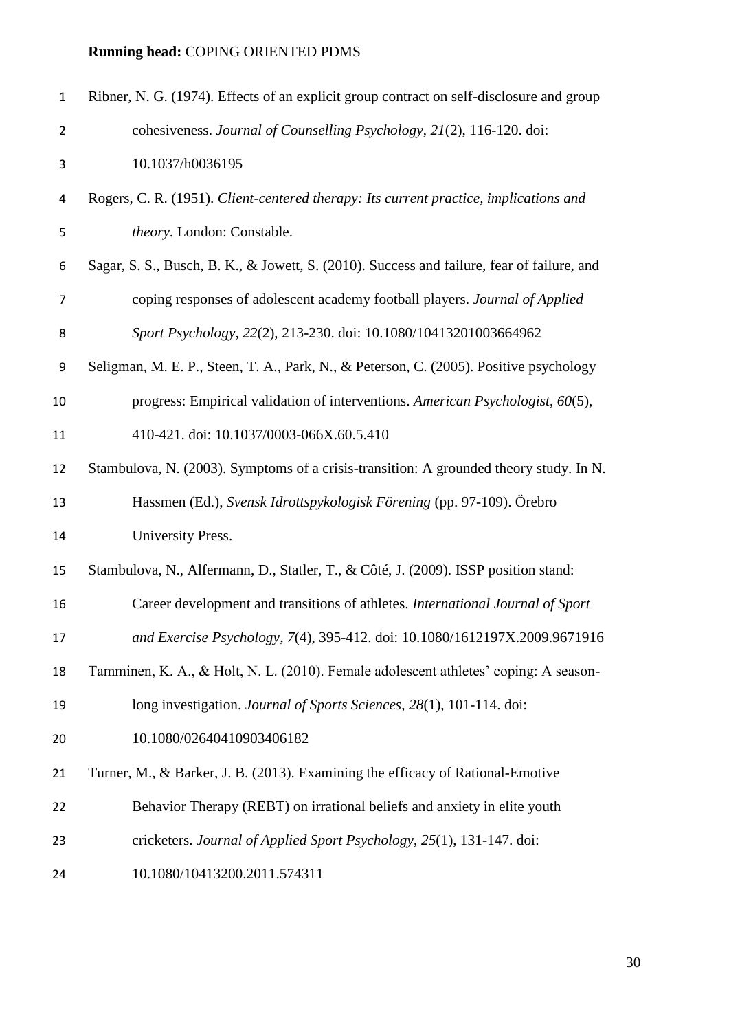Ribner, N. G. (1974). Effects of an explicit group contract on self-disclosure and group cohesiveness. *Journal of Counselling Psychology*, *21*(2), 116-120. doi: 10.1037/h0036195

Rogers, C. R. (1951). *Client-centered therapy: Its current practice, implications and theory*. London: Constable.

Sagar, S. S., Busch, B. K., & Jowett, S. (2010). Success and failure, fear of failure, and coping responses of adolescent academy football players. *Journal of Applied Sport Psychology*, *22*(2), 213-230. doi: 10.1080/10413201003664962

Seligman, M. E. P., Steen, T. A., Park, N., & Peterson, C. (2005). Positive psychology progress: Empirical validation of interventions. *American Psychologist*, *60*(5), 410-421. doi: 10.1037/0003-066X.60.5.410

Stambulova, N. (2003). Symptoms of a crisis-transition: A grounded theory study. In N. Hassmen (Ed.), *Svensk Idrottspykologisk Förening* (pp. 97-109). Örebro University Press.

Stambulova, N., Alfermann, D., Statler, T., & Côté, J. (2009). ISSP position stand: Career development and transitions of athletes. *International Journal of Sport and Exercise Psychology*, *7*(4), 395-412. doi: 10.1080/1612197X.2009.9671916

Tamminen, K. A., & Holt, N. L. (2010). Female adolescent athletes' coping: A season-long investigation. *Journal of Sports Sciences*, *28*(1), 101-114. doi: 10.1080/02640410903406182

Turner, M., & Barker, J. B. (2013). Examining the efficacy of Rational-Emotive Behavior Therapy (REBT) on irrational beliefs and anxiety in elite youth cricketers. *Journal of Applied Sport Psychology*, *25*(1), 131-147. doi: 10.1080/10413200.2011.574311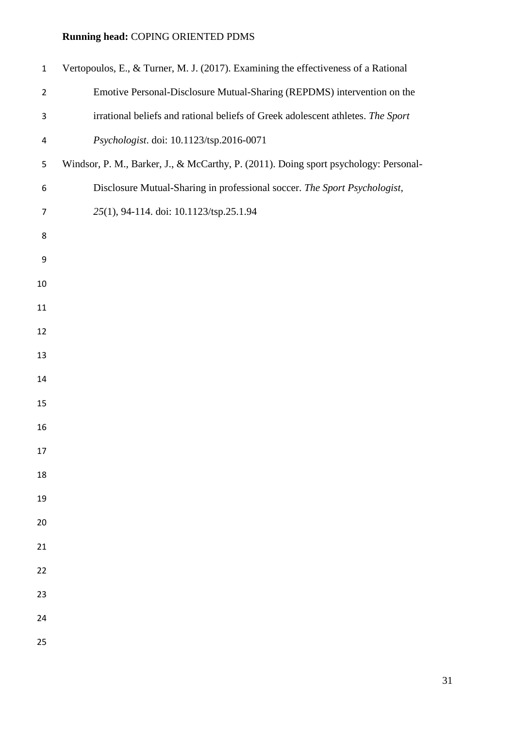Vertopoulos, E., & Turner, M. J. (2017). Examining the effectiveness of a Rational Emotive Personal-Disclosure Mutual-Sharing (REPDMS) intervention on the irrational beliefs and rational beliefs of Greek adolescent athletes. *The Sport Psychologist*. doi: 10.1123/tsp.2016-0071

Windsor, P. M., Barker, J., & McCarthy, P. (2011). Doing sport psychology: Personal-Disclosure Mutual-Sharing in professional soccer. *The Sport Psychologist*, *25*(1), 94-114. doi: 10.1123/tsp.25.1.94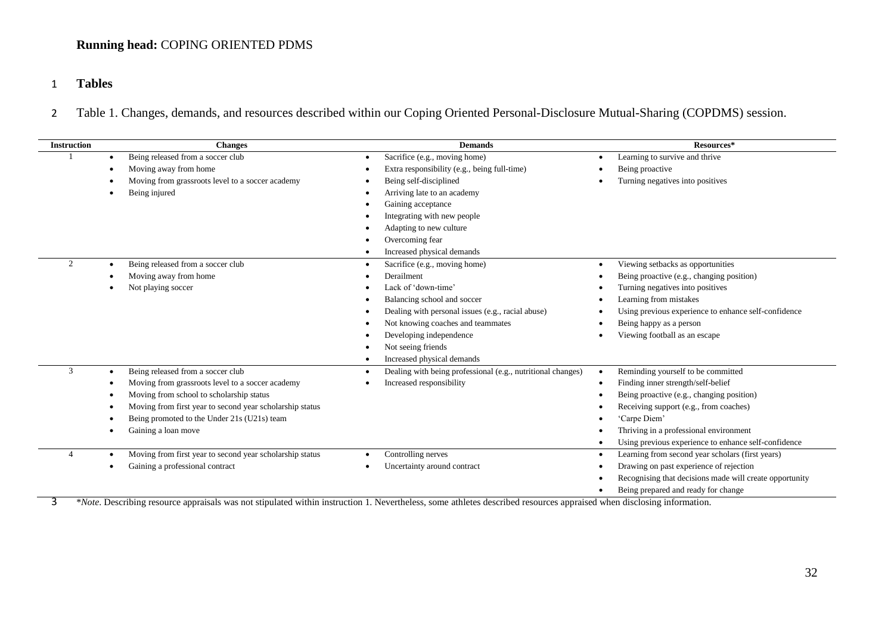## Tables

Table 1. Changes, demands, and resources described within our Coping Oriented Personal-Disclosure Mutual-Sharing (COPDMS) session.

| Instruction | Changes | Demands | Resources* |
|---|---|---|---|
| 1 | • Being released from a soccer club<br>• Moving away from home<br>• Moving from grassroots level to a soccer academy<br>• Being injured | • Sacrifice (e.g., moving home)<br>• Extra responsibility (e.g., being full-time)<br>• Being self-disciplined<br>• Arriving late to an academy<br>• Gaining acceptance<br>• Integrating with new people<br>• Adapting to new culture<br>• Overcoming fear<br>• Increased physical demands | • Learning to survive and thrive<br>• Being proactive<br>• Turning negatives into positives |
| 2 | • Being released from a soccer club<br>• Moving away from home<br>• Not playing soccer | • Sacrifice (e.g., moving home)<br>• Derailment<br>• Lack of 'down-time'<br>• Balancing school and soccer<br>• Dealing with personal issues (e.g., racial abuse)<br>• Not knowing coaches and teammates<br>• Developing independence<br>• Not seeing friends<br>• Increased physical demands | • Viewing setbacks as opportunities<br>• Being proactive (e.g., changing position)<br>• Turning negatives into positives<br>• Learning from mistakes<br>• Using previous experience to enhance self-confidence<br>• Being happy as a person<br>• Viewing football as an escape |
| 3 | • Being released from a soccer club<br>• Moving from grassroots level to a soccer academy<br>• Moving from school to scholarship status<br>• Moving from first year to second year scholarship status<br>• Being promoted to the Under 21s (U21s) team<br>• Gaining a loan move | • Dealing with being professional (e.g., nutritional changes)<br>• Increased responsibility | • Reminding yourself to be committed<br>• Finding inner strength/self-belief<br>• Being proactive (e.g., changing position)<br>• Receiving support (e.g., from coaches)<br>• 'Carpe Diem'<br>• Thriving in a professional environment<br>• Using previous experience to enhance self-confidence |
| 4 | • Moving from first year to second year scholarship status<br>• Gaining a professional contract | • Controlling nerves<br>• Uncertainty around contract | • Learning from second year scholars (first years)<br>• Drawing on past experience of rejection<br>• Recognising that decisions made will create opportunity<br>• Being prepared and ready for change |

**Note*. Describing resource appraisals was not stipulated within instruction 1. Nevertheless, some athletes described resources appraised when disclosing information.